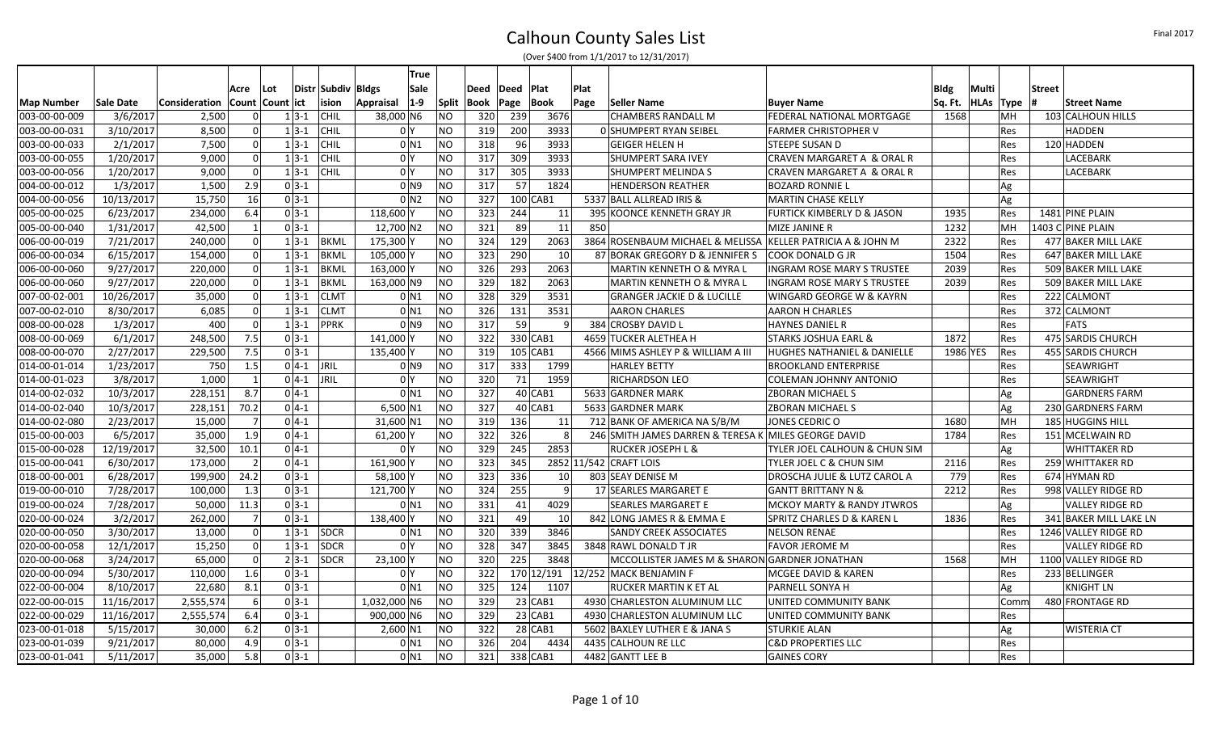# Calhoun County Sales List

(Over $400 from 1/1/2017 to 12/31/2017)

| Map Number | Sale Date | Consideration | Acre Count | Lot Count | Distr ict | Subdiv ision | Bldgs Appraisal | True Sale 1-9 | Split | Deed Book | Deed Page | Plat Book | Plat Page | Seller Name | Buyer Name | Bldg Sq. Ft. | Multi HLAs | Type | Street # | Street Name |
|---|---|---|---|---|---|---|---|---|---|---|---|---|---|---|---|---|---|---|---|---|
| 003-00-00-009 | 3/6/2017 | 2,500 | 0 | 1 | 3-1 | CHIL | 38,000 | N6 | NO | 320 | 239 | 3676 | | CHAMBERS RANDALL M | FEDERAL NATIONAL MORTGAGE | 1568 | | MH | 103 | CALHOUN HILLS |
| 003-00-00-031 | 3/10/2017 | 8,500 | 0 | 1 | 3-1 | CHIL | 0 | Y | NO | 319 | 200 | 3933 | 0 | SHUMPERT RYAN SEIBEL | FARMER CHRISTOPHER V | | | Res | | HADDEN |
| 003-00-00-033 | 2/1/2017 | 7,500 | 0 | 1 | 3-1 | CHIL | 0 | N1 | NO | 318 | 96 | 3933 | | GEIGER HELEN H | STEEPE SUSAN D | | | Res | 120 | HADDEN |
| 003-00-00-055 | 1/20/2017 | 9,000 | 0 | 1 | 3-1 | CHIL | 0 | Y | NO | 317 | 309 | 3933 | | SHUMPERT SARA IVEY | CRAVEN MARGARET A & ORAL R | | | Res | | LACEBARK |
| 003-00-00-056 | 1/20/2017 | 9,000 | 0 | 1 | 3-1 | CHIL | 0 | Y | NO | 317 | 305 | 3933 | | SHUMPERT MELINDA S | CRAVEN MARGARET A & ORAL R | | | Res | | LACEBARK |
| 004-00-00-012 | 1/3/2017 | 1,500 | 2.9 | 0 | 3-1 | | 0 | N9 | NO | 317 | 57 | 1824 | | HENDERSON REATHER | BOZARD RONNIE L | | | Ag | | |
| 004-00-00-056 | 10/13/2017 | 15,750 | 16 | 0 | 3-1 | | 0 | N2 | NO | 327 | 100 | CAB1 | 5337 | BALL ALLREAD IRIS & | MARTIN CHASE KELLY | | | Ag | | |
| 005-00-00-025 | 6/23/2017 | 234,000 | 6.4 | 0 | 3-1 | | 118,600 | Y | NO | 323 | 244 | 11 | 395 | KOONCE KENNETH GRAY JR | FURTICK KIMBERLY D & JASON | 1935 | | Res | 1481 | PINE PLAIN |
| 005-00-00-040 | 1/31/2017 | 42,500 | 1 | 0 | 3-1 | | 12,700 | N2 | NO | 321 | 89 | 11 | 850 | | MIZE JANINE R | 1232 | | MH | 1403 C | PINE PLAIN |
| 006-00-00-019 | 7/21/2017 | 240,000 | 0 | 1 | 3-1 | BKML | 175,300 | Y | NO | 324 | 129 | 2063 | 3864 | ROSENBAUM MICHAEL & MELISSA | KELLER PATRICIA A & JOHN M | 2322 | | Res | 477 | BAKER MILL LAKE |
| 006-00-00-034 | 6/15/2017 | 154,000 | 0 | 1 | 3-1 | BKML | 105,000 | Y | NO | 323 | 290 | 10 | 87 | BORAK GREGORY D & JENNIFER S | COOK DONALD G JR | 1504 | | Res | 647 | BAKER MILL LAKE |
| 006-00-00-060 | 9/27/2017 | 220,000 | 0 | 1 | 3-1 | BKML | 163,000 | Y | NO | 326 | 293 | 2063 | | MARTIN KENNETH O & MYRA L | INGRAM ROSE MARY S TRUSTEE | 2039 | | Res | 509 | BAKER MILL LAKE |
| 006-00-00-060 | 9/27/2017 | 220,000 | 0 | 1 | 3-1 | BKML | 163,000 | N9 | NO | 329 | 182 | 2063 | | MARTIN KENNETH O & MYRA L | INGRAM ROSE MARY S TRUSTEE | 2039 | | Res | 509 | BAKER MILL LAKE |
| 007-00-02-001 | 10/26/2017 | 35,000 | 0 | 1 | 3-1 | CLMT | 0 | N1 | NO | 328 | 329 | 3531 | | GRANGER JACKIE D & LUCILLE | WINGARD GEORGE W & KAYRN | | | Res | 222 | CALMONT |
| 007-00-02-010 | 8/30/2017 | 6,085 | 0 | 1 | 3-1 | CLMT | 0 | N1 | NO | 326 | 131 | 3531 | | AARON CHARLES | AARON H CHARLES | | | Res | 372 | CALMONT |
| 008-00-00-028 | 1/3/2017 | 400 | 0 | 1 | 3-1 | PPRK | 0 | N9 | NO | 317 | 59 | 9 | 384 | CROSBY DAVID L | HAYNES DANIEL R | | | Res | | FATS |
| 008-00-00-069 | 6/1/2017 | 248,500 | 7.5 | 0 | 3-1 | | 141,000 | Y | NO | 322 | 330 | CAB1 | 4659 | TUCKER ALETHEA H | STARKS JOSHUA EARL & | 1872 | | Res | 475 | SARDIS CHURCH |
| 008-00-00-070 | 2/27/2017 | 229,500 | 7.5 | 0 | 3-1 | | 135,400 | Y | NO | 319 | 105 | CAB1 | 4566 | MIMS ASHLEY P & WILLIAM A III | HUGHES NATHANIEL & DANIELLE | 1986 | YES | Res | 455 | SARDIS CHURCH |
| 014-00-01-014 | 1/23/2017 | 750 | 1.5 | 0 | 4-1 | JRIL | 0 | N9 | NO | 317 | 333 | 1799 | | HARLEY BETTY | BROOKLAND ENTERPRISE | | | Res | | SEAWRIGHT |
| 014-00-01-023 | 3/8/2017 | 1,000 | 1 | 0 | 4-1 | JRIL | 0 | Y | NO | 320 | 71 | 1959 | | RICHARDSON LEO | COLEMAN JOHNNY ANTONIO | | | Res | | SEAWRIGHT |
| 014-00-02-032 | 10/3/2017 | 228,151 | 8.7 | 0 | 4-1 | | 0 | N1 | NO | 327 | 40 | CAB1 | 5633 | GARDNER MARK | ZBORAN MICHAEL S | | | Ag | | GARDNERS FARM |
| 014-00-02-040 | 10/3/2017 | 228,151 | 70.2 | 0 | 4-1 | | 6,500 | N1 | NO | 327 | 40 | CAB1 | 5633 | GARDNER MARK | ZBORAN MICHAEL S | | | Ag | 230 | GARDNERS FARM |
| 014-00-02-080 | 2/23/2017 | 15,000 | 7 | 0 | 4-1 | | 31,600 | N1 | NO | 319 | 136 | 11 | 712 | BANK OF AMERICA NA S/B/M | JONES CEDRIC O | 1680 | | MH | 185 | HUGGINS HILL |
| 015-00-00-003 | 6/5/2017 | 35,000 | 1.9 | 0 | 4-1 | | 61,200 | Y | NO | 322 | 326 | 8 | 246 | SMITH JAMES DARREN & TERESA K | MILES GEORGE DAVID | 1784 | | Res | 151 | MCELWAIN RD |
| 015-00-00-028 | 12/19/2017 | 32,500 | 10.1 | 0 | 4-1 | | 0 | Y | NO | 329 | 245 | 2853 | | RUCKER JOSEPH L & | TYLER JOEL CALHOUN & CHUN SIM | | | Ag | | WHITTAKER RD |
| 015-00-00-041 | 6/30/2017 | 173,000 | 2 | 0 | 4-1 | | 161,900 | Y | NO | 323 | 345 | 2852 | 11/542 | CRAFT LOIS | TYLER JOEL C & CHUN SIM | 2116 | | Res | 259 | WHITTAKER RD |
| 018-00-00-001 | 6/28/2017 | 199,900 | 24.2 | 0 | 3-1 | | 58,100 | Y | NO | 323 | 336 | 10 | 803 | SEAY DENISE M | DROSCHA JULIE & LUTZ CAROL A | 779 | | Res | 674 | HYMAN RD |
| 019-00-00-010 | 7/28/2017 | 100,000 | 1.3 | 0 | 3-1 | | 121,700 | Y | NO | 324 | 255 | 9 | 17 | SEARLES MARGARET E | GANTT BRITTANY N & | 2212 | | Res | 998 | VALLEY RIDGE RD |
| 019-00-00-024 | 7/28/2017 | 50,000 | 11.3 | 0 | 3-1 | | 0 | N1 | NO | 331 | 41 | 4029 | | SEARLES MARGARET E | MCKOY MARTY & RANDY JTWROS | | | Ag | | VALLEY RIDGE RD |
| 020-00-00-024 | 3/2/2017 | 262,000 | 7 | 0 | 3-1 | | 138,400 | Y | NO | 321 | 49 | 10 | 842 | LONG JAMES R & EMMA E | SPRITZ CHARLES D & KAREN L | 1836 | | Res | 341 | BAKER MILL LAKE LN |
| 020-00-00-050 | 3/30/2017 | 13,000 | 0 | 1 | 3-1 | SDCR | 0 | N1 | NO | 320 | 339 | 3846 | | SANDY CREEK ASSOCIATES | NELSON RENAE | | | Res | 1246 | VALLEY RIDGE RD |
| 020-00-00-058 | 12/1/2017 | 15,250 | 0 | 1 | 3-1 | SDCR | 0 | Y | NO | 328 | 347 | 3845 | 3848 | RAWL DONALD T JR | FAVOR JEROME M | | | Res | | VALLEY RIDGE RD |
| 020-00-00-068 | 3/24/2017 | 65,000 | 0 | 2 | 3-1 | SDCR | 23,100 | Y | NO | 320 | 225 | 3848 | | MCCOLLISTER JAMES M & SHARON | GARDNER JONATHAN | 1568 | | MH | 1100 | VALLEY RIDGE RD |
| 020-00-00-094 | 5/30/2017 | 110,000 | 1.6 | 0 | 3-1 | | 0 | Y | NO | 322 | 170 | 12/191 | 12/252 | MACK BENJAMIN F | MCGEE DAVID & KAREN | | | Res | 233 | BELLINGER |
| 022-00-00-004 | 8/10/2017 | 22,680 | 8.1 | 0 | 3-1 | | 0 | N1 | NO | 325 | 124 | 1107 | | RUCKER MARTIN K ET AL | PARNELL SONYA H | | | Ag | | KNIGHT LN |
| 022-00-00-015 | 11/16/2017 | 2,555,574 | 6 | 0 | 3-1 | | 1,032,000 | N6 | NO | 329 | 23 | CAB1 | 4930 | CHARLESTON ALUMINUM LLC | UNITED COMMUNITY BANK | | | Comm | 480 | FRONTAGE RD |
| 022-00-00-029 | 11/16/2017 | 2,555,574 | 6.4 | 0 | 3-1 | | 900,000 | N6 | NO | 329 | 23 | CAB1 | 4930 | CHARLESTON ALUMINUM LLC | UNITED COMMUNITY BANK | | | Res | | |
| 023-00-01-018 | 5/15/2017 | 30,000 | 6.2 | 0 | 3-1 | | 2,600 | N1 | NO | 322 | 28 | CAB1 | 5602 | BAXLEY LUTHER E & JANA S | STURKIE ALAN | | | Ag | | WISTERIA CT |
| 023-00-01-039 | 9/21/2017 | 80,000 | 4.9 | 0 | 3-1 | | 0 | N1 | NO | 326 | 204 | 4434 | 4435 | CALHOUN RE LLC | C&D PROPERTIES LLC | | | Res | | |
| 023-00-01-041 | 5/11/2017 | 35,000 | 5.8 | 0 | 3-1 | | 0 | N1 | NO | 321 | 338 | CAB1 | 4482 | GANTT LEE B | GAINES CORY | | | Res | | |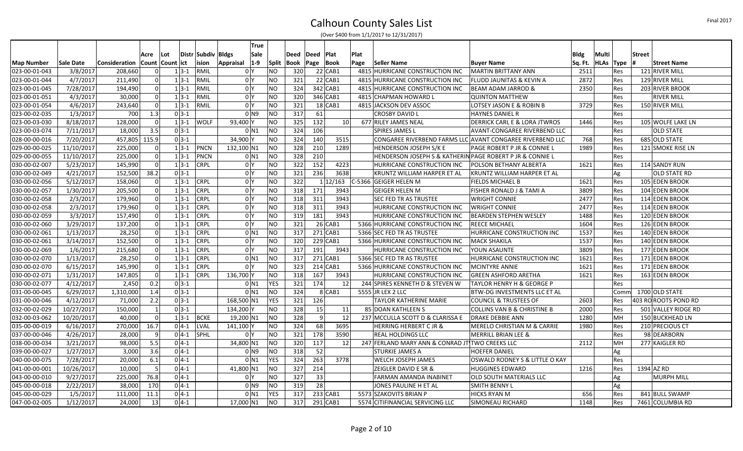# Calhoun County Sales List

(Over $400 from 1/1/2017 to 12/31/2017)

| Map Number | Sale Date | Consideration | Acre Count | Lot Count | District | Subdivision | Bldgs Appraisal | True Sale 1-9 | Split | Deed Book | Deed Page | Plat Book | Plat Page | Seller Name | Buyer Name | Bldg Sq. Ft. | Multi HLAs | Type | Street # | Street Name |
|---|---|---|---|---|---|---|---|---|---|---|---|---|---|---|---|---|---|---|---|---|
| 023-00-01-043 | 3/8/2017 | 208,660 | 0 | 1 | 3-1 | RMIL | 0 | Y | NO | 320 | 22 | CAB1 | 4815 | HURRICANE CONSTRUCTION INC | MARTIN BRITTANY ANN | 2511 | | Res | 121 | RIVER MILL |
| 023-00-01-044 | 4/7/2017 | 211,490 | 0 | 1 | 3-1 | RMIL | 0 | Y | NO | 321 | 22 | CAB1 | 4815 | HURRICANE CONSTRUCTION INC | FLUDD JAUNITAS & KEVIN A | 2872 | | Res | 129 | RIVER MILL |
| 023-00-01-045 | 7/28/2017 | 194,490 | 0 | 1 | 3-1 | RMIL | 0 | Y | NO | 324 | 342 | CAB1 | 4815 | HURRICANE CONSTRUCTION INC | BEAM ADAM JARROD & | 2350 | | Res | 203 | RIVER BROOK |
| 023-00-01-051 | 4/3/2017 | 30,000 | 0 | 1 | 3-1 | RMIL | 0 | Y | NO | 320 | 346 | CAB1 | 4815 | CHAPMAN HOWARD L | QUINTON MATTHEW | | | Res | | RIVER MILL |
| 023-00-01-054 | 4/6/2017 | 243,640 | 0 | 1 | 3-1 | RMIL | 0 | Y | NO | 321 | 18 | CAB1 | 4815 | JACKSON DEV ASSOC | LOTSEY JASON E & ROBIN B | 3729 | | Res | 150 | RIVER MILL |
| 023-00-02-035 | 1/3/2017 | 700 | 1.3 | 0 | 3-1 | | 0 | N9 | NO | 317 | 61 | | | CROSBY DAVID L | HAYNES DANIEL R | | | Res | | |
| 023-00-03-030 | 8/18/2017 | 128,000 | 0 | 1 | 3-1 | WOLF | 93,400 | Y | NO | 325 | 132 | 10 | 677 | RILEY JAMES NEAL | DERRICK CARL E & LORA JTWROS | 1446 | | Res | 105 | WOLFE LAKE LN |
| 023-00-03-074 | 7/11/2017 | 18,000 | 3.5 | 0 | 3-1 | | 0 | N1 | NO | 324 | 106 | | | SPIRES JAMES L | AVANT-CONGAREE RIVERBEND LLC | | | Res | | OLD STATE |
| 028-00-00-016 | 7/20/2017 | 457,805 | 115.9 | 0 | 3-1 | | 34,900 | Y | NO | 324 | 140 | 3515 | | CONGAREE RIVERBEND FARMS LLC | AVANT CONGAREE RIVERBEND LLC | 768 | | Res | 685 | OLD STATE |
| 029-00-00-025 | 11/10/2017 | 225,000 | 0 | 1 | 3-1 | PNCN | 132,100 | N1 | NO | 328 | 210 | 1289 | | HENDERSON JOSEPH S/K E | PAGE ROBERT P JR & CONNIE L | 1989 | | Res | 121 | SMOKE RISE LN |
| 029-00-00-055 | 11/10/2017 | 225,000 | 0 | 1 | 3-1 | PNCN | 0 | N1 | NO | 328 | 210 | | | HENDERSON JOSEPH S & KATHERIN | PAGE ROBERT P JR & CONNIE L | | | Res | | |
| 030-00-02-007 | 5/23/2017 | 145,990 | 0 | 1 | 3-1 | CRPL | 0 | Y | NO | 322 | 152 | 4223 | | HURRICANE CONSTRUCTION INC | POLSON BETHANY ALBERTA | 1621 | | Res | 114 | SANDY RUN |
| 030-00-02-049 | 4/21/2017 | 152,500 | 38.2 | 0 | 3-1 | | 0 | Y | NO | 321 | 236 | 3638 | | KRUNTZ WILLIAM HARPER ET AL | KRUNTZ WILLIAM HARPER ET AL | | | Ag | | OLD STATE RD |
| 030-00-02-056 | 5/12/2017 | 158,060 | 0 | 1 | 3-1 | CRPL | 0 | Y | NO | 322 | 1 | 12/163 | C-5366 | GEIGER HELEN M | FIELDS MICHAEL B | 1621 | | Res | 105 | EDEN BROOK |
| 030-00-02-057 | 1/30/2017 | 205,500 | 0 | 1 | 3-1 | CRPL | 0 | Y | NO | 318 | 171 | 3943 | | GEIGER HELEN M | FISHER RONALD J & TAMI A | 3809 | | Res | 104 | EDEN BROOK |
| 030-00-02-058 | 2/3/2017 | 179,960 | 0 | 1 | 3-1 | CRPL | 0 | Y | NO | 318 | 311 | 3943 | | SEC FED TR AS TRUSTEE | WRIGHT CONNIE | 2477 | | Res | 114 | EDEN BROOK |
| 030-00-02-058 | 2/3/2017 | 179,960 | 0 | 1 | 3-1 | CRPL | 0 | Y | NO | 318 | 311 | 3943 | | HURRICANE CONSTRUCTION INC | WRIGHT CONNIE | 2477 | | Res | 114 | EDEN BROOK |
| 030-00-02-059 | 3/3/2017 | 157,490 | 0 | 1 | 3-1 | CRPL | 0 | Y | NO | 319 | 181 | 3943 | | HURRICANE CONSTRUCTION INC | BEARDEN STEPHEN WESLEY | 1488 | | Res | 120 | EDEN BROOK |
| 030-00-02-060 | 3/29/2017 | 137,200 | 0 | 1 | 3-1 | CRPL | 0 | Y | NO | 321 | 26 | CAB1 | 5366 | HURRICANE CONSTRUCTION INC | REECE MICHAEL | 1604 | | Res | 126 | EDEN BROOK |
| 030-00-02-061 | 1/13/2017 | 28,250 | 0 | 1 | 3-1 | CRPL | 0 | N1 | NO | 317 | 271 | CAB1 | 5366 | SEC FED TR AS TRUSTEE | HURRICANE CONSTRUCTION INC | 1537 | | Res | 140 | EDEN BROOK |
| 030-00-02-061 | 3/14/2017 | 152,500 | 0 | 1 | 3-1 | CRPL | 0 | Y | NO | 320 | 229 | CAB1 | 5366 | HURRICANE CONSTRUCTION INC | MACK SHAKILA | 1537 | | Res | 140 | EDEN BROOK |
| 030-00-02-069 | 1/6/2017 | 215,680 | 0 | 1 | 3-1 | CRPL | 0 | Y | NO | 317 | 191 | 3943 | | HURRICANE CONSTRUCTION INC | YOUN ASAUNTE | 3809 | | Res | 177 | EDEN BROOK |
| 030-00-02-070 | 1/13/2017 | 28,250 | 0 | 1 | 3-1 | CRPL | 0 | N1 | NO | 317 | 271 | CAB1 | 5366 | SEC FED TR AS TRUSTEE | HURRICANE CONSTRUCTION INC | 1621 | | Res | 171 | EDEN BROOK |
| 030-00-02-070 | 6/15/2017 | 145,990 | 0 | 1 | 3-1 | CRPL | 0 | Y | NO | 323 | 214 | CAB1 | 5366 | HURRICANE CONSTRUCTION INC | MCINTYRE ANNIE | 1621 | | Res | 171 | EDEN BROOK |
| 030-00-02-071 | 1/31/2017 | 147,805 | 0 | 1 | 3-1 | CRPL | 136,700 | Y | NO | 318 | 167 | 3943 | | HURRICANE CONSTRUCTION INC | GREEN ASHFORD ARETHA | 1621 | | Res | 163 | EDEN BROOK |
| 030-00-02-077 | 4/12/2017 | 2,450 | 0.2 | 0 | 3-1 | | 0 | N1 | YES | 321 | 174 | 12 | 244 | SPIRES KENNETH D & STEVEN W | TAYLOR HENRY H & GEORGE P | | | Res | | |
| 031-00-00-045 | 6/29/2017 | 1,310,000 | 1.4 | 0 | 3-1 | | 0 | N1 | NO | 324 | 8 | CAB1 | 5555 | JR LEX 2 LLC | BTW-DG INVESTMENTS LLC ET AL | | | Comm | 1700 | OLD STATE |
| 031-00-00-046 | 4/12/2017 | 71,000 | 2.2 | 0 | 3-1 | | 168,500 | N1 | YES | 321 | 126 | | | TAYLOR KATHERINE MARIE | COUNCIL & TRUSTEES OF | 2603 | | Res | 403 RO | ROOTS POND RD |
| 032-00-02-029 | 10/27/2017 | 150,000 | 1 | 0 | 3-1 | | 134,200 | Y | NO | 328 | 15 | 11 | 85 | DOAN KATHLEEN S | COLLINS VAN B & CHRISTINE B | 2000 | | Res | 501 | VALLEY RIDGE RD |
| 032-00-03-062 | 10/20/2017 | 40,000 | 0 | 1 | 3-1 | BCKE | 19,200 | N1 | NO | 328 | 9 | 12 | 237 | MCCULLA SCOTT D & CLARISSA E | DRAKE DEBBIE ANN | 1280 | | MH | 150 | BUCKHEAD LN |
| 035-00-00-019 | 6/16/2017 | 270,000 | 16.7 | 0 | 4-1 | LVAL | 141,100 | Y | NO | 324 | 68 | 3695 | | HERRING HERBERT C JR & | MERELO CHRISTIAN M & CARRIE | 1980 | | Res | 210 | PRECIOUS CT |
| 037-00-00-046 | 4/26/2017 | 28,000 | 9 | 0 | 4-1 | SPHL | 0 | Y | NO | 321 | 178 | 3590 | | REAL HOLDINGS LLC | MERRILL BRIAN LEE & | | | Res | 98 | DEARBORN |
| 038-00-00-034 | 3/21/2017 | 98,000 | 5.5 | 0 | 4-1 | | 34,800 | N1 | NO | 320 | 117 | 12 | 247 | FERLAND MARY ANN & CONRAD JT | TWO CREEKS LLC | 2112 | | MH | 277 | KAIGLER RD |
| 039-00-00-027 | 1/27/2017 | 3,000 | 3.6 | 0 | 4-1 | | 0 | N9 | NO | 318 | 52 | | | STURKIE JAMES A | HOEFER DANIEL | | | Ag | | |
| 040-00-00-075 | 7/28/2017 | 20,000 | 6.1 | 0 | 4-1 | | 0 | N1 | YES | 324 | 263 | 3778 | | WELCH JOSEPH JAMES | OSWALD RODNEY S & LITTLE O KAY | | | Res | | |
| 041-00-00-001 | 10/26/2017 | 10,000 | 5 | 0 | 4-1 | | 41,800 | N1 | NO | 327 | 214 | | | ZEIGLER DAVID E SR & | HUGGINES EDWARD | 1216 | | Res | 1394 | AZ RD |
| 043-00-00-010 | 9/27/2017 | 225,000 | 76.8 | 0 | 4-1 | | 0 | Y | NO | 327 | 33 | | | FARMAN AMANDA INABINET | OLD SOUTH MATERIALS LLC | | | Ag | | MURPH MILL |
| 045-00-00-018 | 2/22/2017 | 38,000 | 170 | 0 | 4-1 | | 0 | N9 | NO | 319 | 28 | | | JONES PAULINE H ET AL | SMITH BENNY L | | | Ag | | |
| 045-00-00-029 | 1/5/2017 | 111,000 | 11.1 | 0 | 4-1 | | 0 | N1 | YES | 317 | 233 | CAB1 | 5573 | SZAKOVITS BRIAN P | HICKS RYAN M | 656 | | Res | 841 | BULL SWAMP |
| 047-00-02-005 | 1/12/2017 | 24,000 | 13 | 0 | 4-1 | | 17,000 | N1 | NO | 317 | 291 | CAB1 | 5574 | CITIFINANCIAL SERVICING LLC | SIMONEAU RICHARD | 1148 | | Res | 7461 | COLUMBIA RD |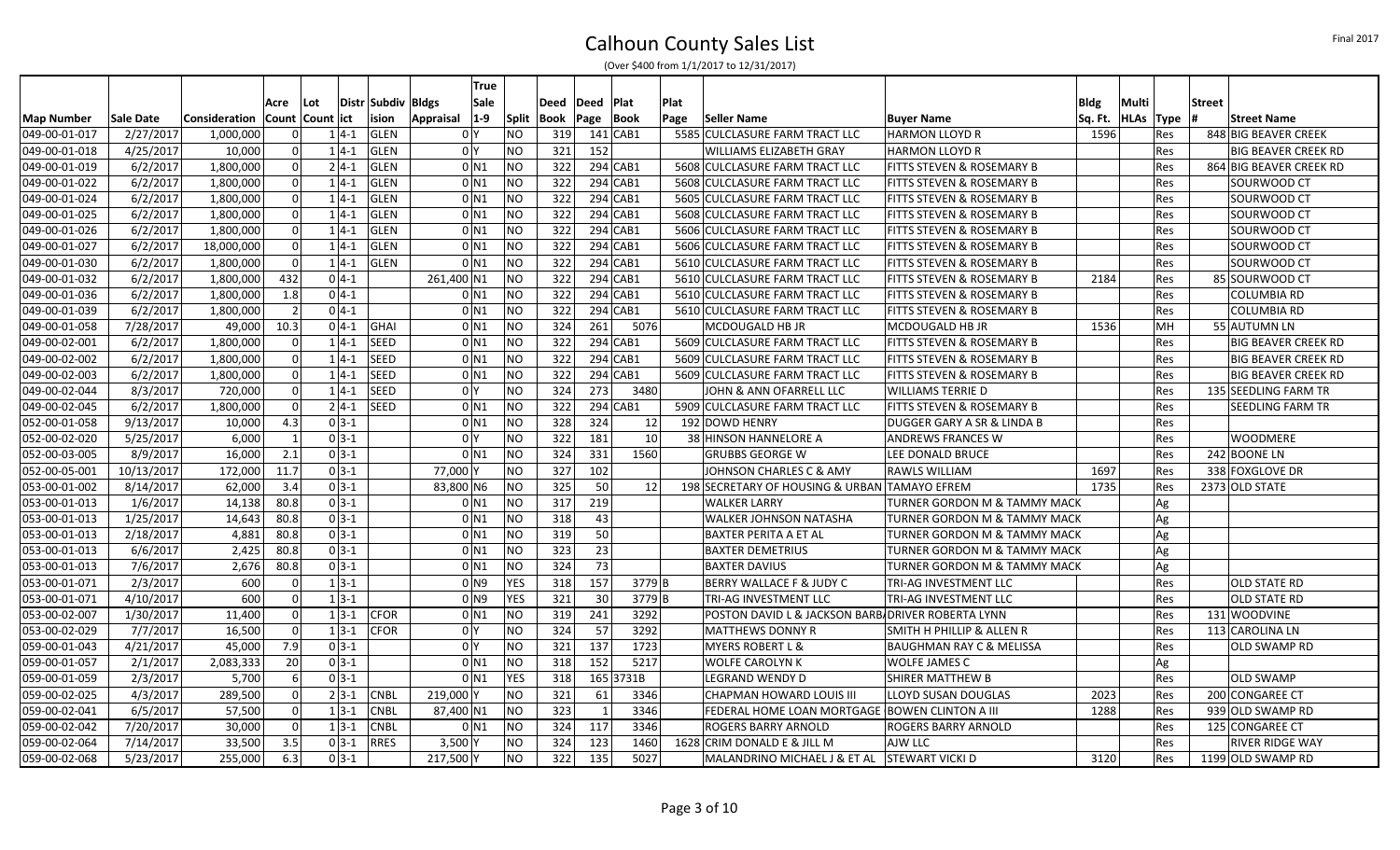# Calhoun County Sales List

(Over $400 from 1/1/2017 to 12/31/2017)

| Map Number | Sale Date | Consideration | Acre Count | Lot Count | Distr ict | Subdiv ision | Bldgs Appraisal | True Sale 1-9 | Split | Deed Book | Deed Page | Plat Book | Plat Page | Seller Name | Buyer Name | Bldg Sq. Ft. | Multi HLAs | Type | Street # | Street Name |
|---|---|---|---|---|---|---|---|---|---|---|---|---|---|---|---|---|---|---|---|---|
| 049-00-01-017 | 2/27/2017 | 1,000,000 | 0 | 1 | 4-1 | GLEN | 0 | Y | NO | 319 | 141 | CAB1 | 5585 | CULCLASURE FARM TRACT LLC | HARMON LLOYD R | 1596 | | Res | 848 | BIG BEAVER CREEK |
| 049-00-01-018 | 4/25/2017 | 10,000 | 0 | 1 | 4-1 | GLEN | 0 | Y | NO | 321 | 152 | | | WILLIAMS ELIZABETH GRAY | HARMON LLOYD R | | | Res | | BIG BEAVER CREEK RD |
| 049-00-01-019 | 6/2/2017 | 1,800,000 | 0 | 2 | 4-1 | GLEN | 0 | N1 | NO | 322 | 294 | CAB1 | 5608 | CULCLASURE FARM TRACT LLC | FITTS STEVEN & ROSEMARY B | | | Res | 864 | BIG BEAVER CREEK RD |
| 049-00-01-022 | 6/2/2017 | 1,800,000 | 0 | 1 | 4-1 | GLEN | 0 | N1 | NO | 322 | 294 | CAB1 | 5608 | CULCLASURE FARM TRACT LLC | FITTS STEVEN & ROSEMARY B | | | Res | | SOURWOOD CT |
| 049-00-01-024 | 6/2/2017 | 1,800,000 | 0 | 1 | 4-1 | GLEN | 0 | N1 | NO | 322 | 294 | CAB1 | 5605 | CULCLASURE FARM TRACT LLC | FITTS STEVEN & ROSEMARY B | | | Res | | SOURWOOD CT |
| 049-00-01-025 | 6/2/2017 | 1,800,000 | 0 | 1 | 4-1 | GLEN | 0 | N1 | NO | 322 | 294 | CAB1 | 5608 | CULCLASURE FARM TRACT LLC | FITTS STEVEN & ROSEMARY B | | | Res | | SOURWOOD CT |
| 049-00-01-026 | 6/2/2017 | 1,800,000 | 0 | 1 | 4-1 | GLEN | 0 | N1 | NO | 322 | 294 | CAB1 | 5606 | CULCLASURE FARM TRACT LLC | FITTS STEVEN & ROSEMARY B | | | Res | | SOURWOOD CT |
| 049-00-01-027 | 6/2/2017 | 18,000,000 | 0 | 1 | 4-1 | GLEN | 0 | N1 | NO | 322 | 294 | CAB1 | 5606 | CULCLASURE FARM TRACT LLC | FITTS STEVEN & ROSEMARY B | | | Res | | SOURWOOD CT |
| 049-00-01-030 | 6/2/2017 | 1,800,000 | 0 | 1 | 4-1 | GLEN | 0 | N1 | NO | 322 | 294 | CAB1 | 5610 | CULCLASURE FARM TRACT LLC | FITTS STEVEN & ROSEMARY B | | | Res | | SOURWOOD CT |
| 049-00-01-032 | 6/2/2017 | 1,800,000 | 432 | 0 | 4-1 | | 261,400 | N1 | NO | 322 | 294 | CAB1 | 5610 | CULCLASURE FARM TRACT LLC | FITTS STEVEN & ROSEMARY B | 2184 | | Res | 85 | SOURWOOD CT |
| 049-00-01-036 | 6/2/2017 | 1,800,000 | 1.8 | 0 | 4-1 | | 0 | N1 | NO | 322 | 294 | CAB1 | 5610 | CULCLASURE FARM TRACT LLC | FITTS STEVEN & ROSEMARY B | | | Res | | COLUMBIA RD |
| 049-00-01-039 | 6/2/2017 | 1,800,000 | 2 | 0 | 4-1 | | 0 | N1 | NO | 322 | 294 | CAB1 | 5610 | CULCLASURE FARM TRACT LLC | FITTS STEVEN & ROSEMARY B | | | Res | | COLUMBIA RD |
| 049-00-01-058 | 7/28/2017 | 49,000 | 10.3 | 0 | 4-1 | GHAI | 0 | N1 | NO | 324 | 261 | 5076 | | MCDOUGALD HB JR | MCDOUGALD HB JR | 1536 | | MH | 55 | AUTUMN LN |
| 049-00-02-001 | 6/2/2017 | 1,800,000 | 0 | 1 | 4-1 | SEED | 0 | N1 | NO | 322 | 294 | CAB1 | 5609 | CULCLASURE FARM TRACT LLC | FITTS STEVEN & ROSEMARY B | | | Res | | BIG BEAVER CREEK RD |
| 049-00-02-002 | 6/2/2017 | 1,800,000 | 0 | 1 | 4-1 | SEED | 0 | N1 | NO | 322 | 294 | CAB1 | 5609 | CULCLASURE FARM TRACT LLC | FITTS STEVEN & ROSEMARY B | | | Res | | BIG BEAVER CREEK RD |
| 049-00-02-003 | 6/2/2017 | 1,800,000 | 0 | 1 | 4-1 | SEED | 0 | N1 | NO | 322 | 294 | CAB1 | 5609 | CULCLASURE FARM TRACT LLC | FITTS STEVEN & ROSEMARY B | | | Res | | BIG BEAVER CREEK RD |
| 049-00-02-044 | 8/3/2017 | 720,000 | 0 | 1 | 4-1 | SEED | 0 | Y | NO | 324 | 273 | 3480 | | JOHN & ANN OFARRELL LLC | WILLIAMS TERRIE D | | | Res | 135 | SEEDLING FARM TR |
| 049-00-02-045 | 6/2/2017 | 1,800,000 | 0 | 2 | 4-1 | SEED | 0 | N1 | NO | 322 | 294 | CAB1 | 5909 | CULCLASURE FARM TRACT LLC | FITTS STEVEN & ROSEMARY B | | | Res | | SEEDLING FARM TR |
| 052-00-01-058 | 9/13/2017 | 10,000 | 4.3 | 0 | 3-1 | | 0 | N1 | NO | 328 | 324 | 12 | 192 | DOWD HENRY | DUGGER GARY A SR & LINDA B | | | Res | | |
| 052-00-02-020 | 5/25/2017 | 6,000 | 1 | 0 | 3-1 | | 0 | Y | NO | 322 | 181 | 10 | 38 | HINSON HANNELORE A | ANDREWS FRANCES W | | | Res | | WOODMERE |
| 052-00-03-005 | 8/9/2017 | 16,000 | 2.1 | 0 | 3-1 | | 0 | N1 | NO | 324 | 331 | 1560 | | GRUBBS GEORGE W | LEE DONALD BRUCE | | | Res | 242 | BOONE LN |
| 052-00-05-001 | 10/13/2017 | 172,000 | 11.7 | 0 | 3-1 | | 77,000 | Y | NO | 327 | 102 | | | JOHNSON CHARLES C & AMY | RAWLS WILLIAM | 1697 | | Res | 338 | FOXGLOVE DR |
| 053-00-01-002 | 8/14/2017 | 62,000 | 3.4 | 0 | 3-1 | | 83,800 | N6 | NO | 325 | 50 | 12 | 198 | SECRETARY OF HOUSING & URBAN | TAMAYO EFREM | 1735 | | Res | 2373 | OLD STATE |
| 053-00-01-013 | 1/6/2017 | 14,138 | 80.8 | 0 | 3-1 | | 0 | N1 | NO | 317 | 219 | | | WALKER LARRY | TURNER GORDON M & TAMMY MACK | | | Ag | | |
| 053-00-01-013 | 1/25/2017 | 14,643 | 80.8 | 0 | 3-1 | | 0 | N1 | NO | 318 | 43 | | | WALKER JOHNSON NATASHA | TURNER GORDON M & TAMMY MACK | | | Ag | | |
| 053-00-01-013 | 2/18/2017 | 4,881 | 80.8 | 0 | 3-1 | | 0 | N1 | NO | 319 | 50 | | | BAXTER PERITA A ET AL | TURNER GORDON M & TAMMY MACK | | | Ag | | |
| 053-00-01-013 | 6/6/2017 | 2,425 | 80.8 | 0 | 3-1 | | 0 | N1 | NO | 323 | 23 | | | BAXTER DEMETRIUS | TURNER GORDON M & TAMMY MACK | | | Ag | | |
| 053-00-01-013 | 7/6/2017 | 2,676 | 80.8 | 0 | 3-1 | | 0 | N1 | NO | 324 | 73 | | | BAXTER DAVIUS | TURNER GORDON M & TAMMY MACK | | | Ag | | |
| 053-00-01-071 | 2/3/2017 | 600 | 0 | 1 | 3-1 | | 0 | N9 | YES | 318 | 157 | 3779 | B | BERRY WALLACE F & JUDY C | TRI-AG INVESTMENT LLC | | | Res | | OLD STATE RD |
| 053-00-01-071 | 4/10/2017 | 600 | 0 | 1 | 3-1 | | 0 | N9 | YES | 321 | 30 | 3779 | B | TRI-AG INVESTMENT LLC | TRI-AG INVESTMENT LLC | | | Res | | OLD STATE RD |
| 053-00-02-007 | 1/30/2017 | 11,400 | 0 | 1 | 3-1 | CFOR | 0 | N1 | NO | 319 | 241 | 3292 | | POSTON DAVID L & JACKSON BARB | DRIVER ROBERTA LYNN | | | Res | 131 | WOODVINE |
| 053-00-02-029 | 7/7/2017 | 16,500 | 0 | 1 | 3-1 | CFOR | 0 | Y | NO | 324 | 57 | 3292 | | MATTHEWS DONNY R | SMITH H PHILLIP & ALLEN R | | | Res | 113 | CAROLINA LN |
| 059-00-01-043 | 4/21/2017 | 45,000 | 7.9 | 0 | 3-1 | | 0 | Y | NO | 321 | 137 | 1723 | | MYERS ROBERT L & | BAUGHMAN RAY C & MELISSA | | | Res | | OLD SWAMP RD |
| 059-00-01-057 | 2/1/2017 | 2,083,333 | 20 | 0 | 3-1 | | 0 | N1 | NO | 318 | 152 | 5217 | | WOLFE CAROLYN K | WOLFE JAMES C | | | Ag | | |
| 059-00-01-059 | 2/3/2017 | 5,700 | 6 | 0 | 3-1 | | 0 | N1 | YES | 318 | 165 | 3731B | | LEGRAND WENDY D | SHIRER MATTHEW B | | | Res | | OLD SWAMP |
| 059-00-02-025 | 4/3/2017 | 289,500 | 0 | 2 | 3-1 | CNBL | 219,000 | Y | NO | 321 | 61 | 3346 | | CHAPMAN HOWARD LOUIS III | LLOYD SUSAN DOUGLAS | 2023 | | Res | 200 | CONGAREE CT |
| 059-00-02-041 | 6/5/2017 | 57,500 | 0 | 1 | 3-1 | CNBL | 87,400 | N1 | NO | 323 | 1 | 3346 | | FEDERAL HOME LOAN MORTGAGE | BOWEN CLINTON A III | 1288 | | Res | 939 | OLD SWAMP RD |
| 059-00-02-042 | 7/20/2017 | 30,000 | 0 | 1 | 3-1 | CNBL | 0 | N1 | NO | 324 | 117 | 3346 | | ROGERS BARRY ARNOLD | ROGERS BARRY ARNOLD | | | Res | 125 | CONGAREE CT |
| 059-00-02-064 | 7/14/2017 | 33,500 | 3.5 | 0 | 3-1 | RRES | 3,500 | Y | NO | 324 | 123 | 1460 | 1628 | CRIM DONALD E & JILL M | AJW LLC | | | Res | | RIVER RIDGE WAY |
| 059-00-02-068 | 5/23/2017 | 255,000 | 6.3 | 0 | 3-1 | | 217,500 | Y | NO | 322 | 135 | 5027 | | MALANDRINO MICHAEL J & ET AL | STEWART VICKI D | 3120 | | Res | 1199 | OLD SWAMP RD |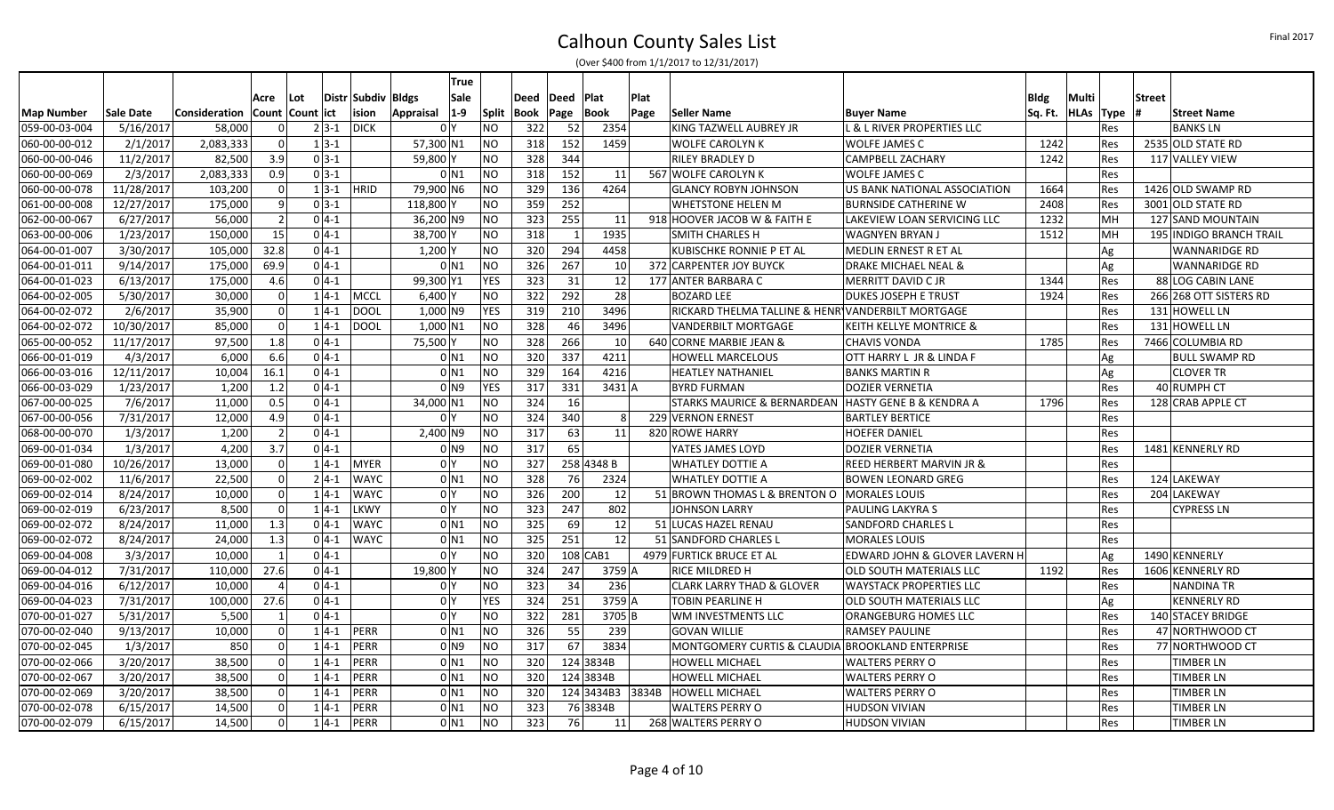# Calhoun County Sales List

(Over $400 from 1/1/2017 to 12/31/2017)

| Map Number | Sale Date | Consideration | Acre Count | Lot Count | Distr ict | Subdiv ision | Bldgs Appraisal | True Sale 1-9 | Split | Deed Book | Deed Page | Plat Book | Plat Page | Seller Name | Buyer Name | Bldg Sq. Ft. | Multi HLAs | Type | Street # | Street Name |
|---|---|---|---|---|---|---|---|---|---|---|---|---|---|---|---|---|---|---|---|---|
| 059-00-03-004 | 5/16/2017 | 58,000 | 0 | 2 | 3-1 | DICK | 0 | Y | NO | 322 | 52 | 2354 | | KING TAZWELL AUBREY JR | L & L RIVER PROPERTIES LLC | | | Res | | BANKS LN |
| 060-00-00-012 | 2/1/2017 | 2,083,333 | 0 | 1 | 3-1 | | 57,300 | N1 | NO | 318 | 152 | 1459 | | WOLFE CAROLYN K | WOLFE JAMES C | 1242 | | Res | 2535 | OLD STATE RD |
| 060-00-00-046 | 11/2/2017 | 82,500 | 3.9 | 0 | 3-1 | | 59,800 | Y | NO | 328 | 344 | | | RILEY BRADLEY D | CAMPBELL ZACHARY | 1242 | | Res | 117 | VALLEY VIEW |
| 060-00-00-069 | 2/3/2017 | 2,083,333 | 0.9 | 0 | 3-1 | | 0 | N1 | NO | 318 | 152 | 11 | 567 | WOLFE CAROLYN K | WOLFE JAMES C | | | Res | | |
| 060-00-00-078 | 11/28/2017 | 103,200 | 0 | 1 | 3-1 | HRID | 79,900 | N6 | NO | 329 | 136 | 4264 | | GLANCY ROBYN JOHNSON | US BANK NATIONAL ASSOCIATION | 1664 | | Res | 1426 | OLD SWAMP RD |
| 061-00-00-008 | 12/27/2017 | 175,000 | 9 | 0 | 3-1 | | 118,800 | Y | NO | 359 | 252 | | | WHETSTONE HELEN M | BURNSIDE CATHERINE W | 2408 | | Res | 3001 | OLD STATE RD |
| 062-00-00-067 | 6/27/2017 | 56,000 | 2 | 0 | 4-1 | | 36,200 | N9 | NO | 323 | 255 | 11 | 918 | HOOVER JACOB W & FAITH E | LAKEVIEW LOAN SERVICING LLC | 1232 | | MH | 127 | SAND MOUNTAIN |
| 063-00-00-006 | 1/23/2017 | 150,000 | 15 | 0 | 4-1 | | 38,700 | Y | NO | 318 | 1 | 1935 | | SMITH CHARLES H | WAGNYEN BRYAN J | 1512 | | MH | 195 | INDIGO BRANCH TRAIL |
| 064-00-01-007 | 3/30/2017 | 105,000 | 32.8 | 0 | 4-1 | | 1,200 | Y | NO | 320 | 294 | 4458 | | KUBISCHKE RONNIE P ET AL | MEDLIN ERNEST R ET AL | | | Ag | | WANNARIDGE RD |
| 064-00-01-011 | 9/14/2017 | 175,000 | 69.9 | 0 | 4-1 | | 0 | N1 | NO | 326 | 267 | 10 | 372 | CARPENTER JOY BUYCK | DRAKE MICHAEL NEAL & | | | Ag | | WANNARIDGE RD |
| 064-00-01-023 | 6/13/2017 | 175,000 | 4.6 | 0 | 4-1 | | 99,300 | Y1 | YES | 323 | 31 | 12 | 177 | ANTER BARBARA C | MERRITT DAVID C JR | 1344 | | Res | 88 | LOG CABIN LANE |
| 064-00-02-005 | 5/30/2017 | 30,000 | 0 | 1 | 4-1 | MCCL | 6,400 | Y | NO | 322 | 292 | 28 | | BOZARD LEE | DUKES JOSEPH E TRUST | 1924 | | Res | 266 | 268 OTT SISTERS RD |
| 064-00-02-072 | 2/6/2017 | 35,900 | 0 | 1 | 4-1 | DOOL | 1,000 | N9 | YES | 319 | 210 | 3496 | | RICKARD THELMA TALLINE & HENR | VANDERBILT MORTGAGE | | | Res | 131 | HOWELL LN |
| 064-00-02-072 | 10/30/2017 | 85,000 | 0 | 1 | 4-1 | DOOL | 1,000 | N1 | NO | 328 | 46 | 3496 | | VANDERBILT MORTGAGE | KEITH KELLYE MONTRICE & | | | Res | 131 | HOWELL LN |
| 065-00-00-052 | 11/17/2017 | 97,500 | 1.8 | 0 | 4-1 | | 75,500 | Y | NO | 328 | 266 | 10 | 640 | CORNE MARBIE JEAN & | CHAVIS VONDA | 1785 | | Res | 7466 | COLUMBIA RD |
| 066-00-01-019 | 4/3/2017 | 6,000 | 6.6 | 0 | 4-1 | | 0 | N1 | NO | 320 | 337 | 4211 | | HOWELL MARCELOUS | OTT HARRY L JR & LINDA F | | | Ag | | BULL SWAMP RD |
| 066-00-03-016 | 12/11/2017 | 10,004 | 16.1 | 0 | 4-1 | | 0 | N1 | NO | 329 | 164 | 4216 | | HEATLEY NATHANIEL | BANKS MARTIN R | | | Ag | | CLOVER TR |
| 066-00-03-029 | 1/23/2017 | 1,200 | 1.2 | 0 | 4-1 | | 0 | N9 | YES | 317 | 331 | 3431 | A | BYRD FURMAN | DOZIER VERNETIA | | | Res | 40 | RUMPH CT |
| 067-00-00-025 | 7/6/2017 | 11,000 | 0.5 | 0 | 4-1 | | 34,000 | N1 | NO | 324 | 16 | | | STARKS MAURICE & BERNARDEAN | HASTY GENE B & KENDRA A | 1796 | | Res | 128 | CRAB APPLE CT |
| 067-00-00-056 | 7/31/2017 | 12,000 | 4.9 | 0 | 4-1 | | 0 | Y | NO | 324 | 340 | 8 | 229 | VERNON ERNEST | BARTLEY BERTICE | | | Res | | |
| 068-00-00-070 | 1/3/2017 | 1,200 | 2 | 0 | 4-1 | | 2,400 | N9 | NO | 317 | 63 | 11 | 820 | ROWE HARRY | HOEFER DANIEL | | | Res | | |
| 069-00-01-034 | 1/3/2017 | 4,200 | 3.7 | 0 | 4-1 | | 0 | N9 | NO | 317 | 65 | | | YATES JAMES LOYD | DOZIER VERNETIA | | | Res | 1481 | KENNERLY RD |
| 069-00-01-080 | 10/26/2017 | 13,000 | 0 | 1 | 4-1 | MYER | 0 | Y | NO | 327 | 258 | 4348 B | | WHATLEY DOTTIE A | REED HERBERT MARVIN JR & | | | Res | | |
| 069-00-02-002 | 11/6/2017 | 22,500 | 0 | 2 | 4-1 | WAYC | 0 | N1 | NO | 328 | 76 | 2324 | | WHATLEY DOTTIE A | BOWEN LEONARD GREG | | | Res | 124 | LAKEWAY |
| 069-00-02-014 | 8/24/2017 | 10,000 | 0 | 1 | 4-1 | WAYC | 0 | Y | NO | 326 | 200 | 12 | 51 | BROWN THOMAS L & BRENTON O | MORALES LOUIS | | | Res | 204 | LAKEWAY |
| 069-00-02-019 | 6/23/2017 | 8,500 | 0 | 1 | 4-1 | LKWY | 0 | Y | NO | 323 | 247 | 802 | | JOHNSON LARRY | PAULING LAKYRA S | | | Res | | CYPRESS LN |
| 069-00-02-072 | 8/24/2017 | 11,000 | 1.3 | 0 | 4-1 | WAYC | 0 | N1 | NO | 325 | 69 | 12 | 51 | LUCAS HAZEL RENAU | SANDFORD CHARLES L | | | Res | | |
| 069-00-02-072 | 8/24/2017 | 24,000 | 1.3 | 0 | 4-1 | WAYC | 0 | N1 | NO | 325 | 251 | 12 | 51 | SANDFORD CHARLES L | MORALES LOUIS | | | Res | | |
| 069-00-04-008 | 3/3/2017 | 10,000 | 1 | 0 | 4-1 | | 0 | Y | NO | 320 | 108 | CAB1 | 4979 | FURTICK BRUCE ET AL | EDWARD JOHN & GLOVER LAVERN H | | | Ag | 1490 | KENNERLY |
| 069-00-04-012 | 7/31/2017 | 110,000 | 27.6 | 0 | 4-1 | | 19,800 | Y | NO | 324 | 247 | 3759 | A | RICE MILDRED H | OLD SOUTH MATERIALS LLC | 1192 | | Res | 1606 | KENNERLY RD |
| 069-00-04-016 | 6/12/2017 | 10,000 | 4 | 0 | 4-1 | | 0 | Y | NO | 323 | 34 | 236 | | CLARK LARRY THAD & GLOVER | WAYSTACK PROPERTIES LLC | | | Res | | NANDINA TR |
| 069-00-04-023 | 7/31/2017 | 100,000 | 27.6 | 0 | 4-1 | | 0 | Y | YES | 324 | 251 | 3759 | A | TOBIN PEARLINE H | OLD SOUTH MATERIALS LLC | | | Ag | | KENNERLY RD |
| 070-00-01-027 | 5/31/2017 | 5,500 | 1 | 0 | 4-1 | | 0 | Y | NO | 322 | 281 | 3705 | B | WM INVESTMENTS LLC | ORANGEBURG HOMES LLC | | | Res | 140 | STACEY BRIDGE |
| 070-00-02-040 | 9/13/2017 | 10,000 | 0 | 1 | 4-1 | PERR | 0 | N1 | NO | 326 | 55 | 239 | | GOVAN WILLIE | RAMSEY PAULINE | | | Res | 47 | NORTHWOOD CT |
| 070-00-02-045 | 1/3/2017 | 850 | 0 | 1 | 4-1 | PERR | 0 | N9 | NO | 317 | 67 | 3834 | | MONTGOMERY CURTIS & CLAUDIA | BROOKLAND ENTERPRISE | | | Res | 77 | NORTHWOOD CT |
| 070-00-02-066 | 3/20/2017 | 38,500 | 0 | 1 | 4-1 | PERR | 0 | N1 | NO | 320 | 124 | 3834B | | HOWELL MICHAEL | WALTERS PERRY O | | | Res | | TIMBER LN |
| 070-00-02-067 | 3/20/2017 | 38,500 | 0 | 1 | 4-1 | PERR | 0 | N1 | NO | 320 | 124 | 3834B | | HOWELL MICHAEL | WALTERS PERRY O | | | Res | | TIMBER LN |
| 070-00-02-069 | 3/20/2017 | 38,500 | 0 | 1 | 4-1 | PERR | 0 | N1 | NO | 320 | 124 | 3434B3 | 3834B | HOWELL MICHAEL | WALTERS PERRY O | | | Res | | TIMBER LN |
| 070-00-02-078 | 6/15/2017 | 14,500 | 0 | 1 | 4-1 | PERR | 0 | N1 | NO | 323 | 76 | 3834B | | WALTERS PERRY O | HUDSON VIVIAN | | | Res | | TIMBER LN |
| 070-00-02-079 | 6/15/2017 | 14,500 | 0 | 1 | 4-1 | PERR | 0 | N1 | NO | 323 | 76 | 11 | 268 | WALTERS PERRY O | HUDSON VIVIAN | | | Res | | TIMBER LN |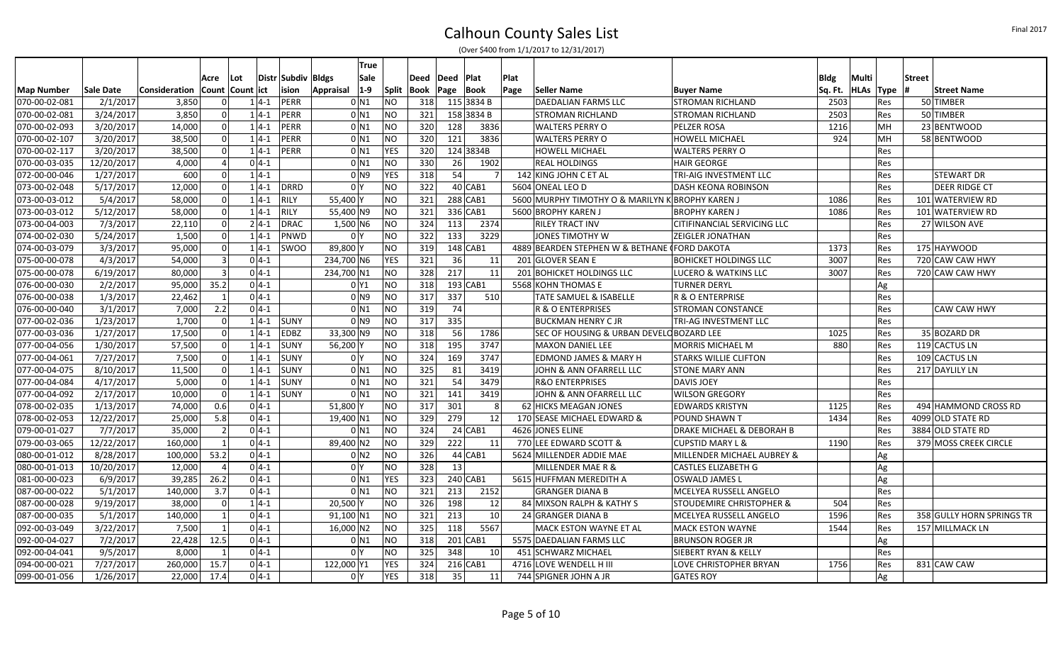# Calhoun County Sales List

(Over $400 from 1/1/2017 to 12/31/2017)

| Map Number | Sale Date | Consideration | Acre Count | Lot Count | Distr ict | Subdiv ision | Bldgs Appraisal | True Sale 1-9 | Split | Deed Book | Deed Page | Plat Book | Plat Page | Seller Name | Buyer Name | Bldg Sq. Ft. | Multi HLAs | Type | Street # | Street Name |
|---|---|---|---|---|---|---|---|---|---|---|---|---|---|---|---|---|---|---|---|---|
| 070-00-02-081 | 2/1/2017 | 3,850 | 0 | 1 | 4-1 | PERR | 0 | N1 | NO | 318 | 115 | 3834 B | | DAEDALIAN FARMS LLC | STROMAN RICHLAND | 2503 | | Res | 50 | TIMBER |
| 070-00-02-081 | 3/24/2017 | 3,850 | 0 | 1 | 4-1 | PERR | 0 | N1 | NO | 321 | 158 | 3834 B | | STROMAN RICHLAND | STROMAN RICHLAND | 2503 | | Res | 50 | TIMBER |
| 070-00-02-093 | 3/20/2017 | 14,000 | 0 | 1 | 4-1 | PERR | 0 | N1 | NO | 320 | 128 | 3836 | | WALTERS PERRY O | PELZER ROSA | 1216 | | MH | 23 | BENTWOOD |
| 070-00-02-107 | 3/20/2017 | 38,500 | 0 | 1 | 4-1 | PERR | 0 | N1 | NO | 320 | 121 | 3836 | | WALTERS PERRY O | HOWELL MICHAEL | 924 | | MH | 58 | BENTWOOD |
| 070-00-02-117 | 3/20/2017 | 38,500 | 0 | 1 | 4-1 | PERR | 0 | N1 | YES | 320 | 124 | 3834B | | HOWELL MICHAEL | WALTERS PERRY O | | | Res | | |
| 070-00-03-035 | 12/20/2017 | 4,000 | 4 | 0 | 4-1 | | 0 | N1 | NO | 330 | 26 | 1902 | | REAL HOLDINGS | HAIR GEORGE | | | Res | | |
| 072-00-00-046 | 1/27/2017 | 600 | 0 | 1 | 4-1 | | 0 | N9 | YES | 318 | 54 | 7 | 142 | KING JOHN C ET AL | TRI-AIG INVESTMENT LLC | | | Res | | STEWART DR |
| 073-00-02-048 | 5/17/2017 | 12,000 | 0 | 1 | 4-1 | DRRD | 0 | Y | NO | 322 | 40 | CAB1 | 5604 | ONEAL LEO D | DASH KEONA ROBINSON | | | Res | | DEER RIDGE CT |
| 073-00-03-012 | 5/4/2017 | 58,000 | 0 | 1 | 4-1 | RILY | 55,400 | Y | NO | 321 | 288 | CAB1 | 5600 | MURPHY TIMOTHY O & MARILYN K | BROPHY KAREN J | 1086 | | Res | 101 | WATERVIEW RD |
| 073-00-03-012 | 5/12/2017 | 58,000 | 0 | 1 | 4-1 | RILY | 55,400 | N9 | NO | 321 | 336 | CAB1 | 5600 | BROPHY KAREN J | BROPHY KAREN J | 1086 | | Res | 101 | WATERVIEW RD |
| 073-00-04-003 | 7/3/2017 | 22,110 | 0 | 2 | 4-1 | DRAC | 1,500 | N6 | NO | 324 | 113 | 2374 | | RILEY TRACT INV | CITIFINANCIAL SERVICING LLC | | | Res | 27 | WILSON AVE |
| 074-00-02-030 | 5/24/2017 | 1,500 | 0 | 1 | 4-1 | PNWD | 0 | Y | NO | 322 | 133 | 3229 | | JONES TIMOTHY W | ZEIGLER JONATHAN | | | Res | | |
| 074-00-03-079 | 3/3/2017 | 95,000 | 0 | 1 | 4-1 | SWOO | 89,800 | Y | NO | 319 | 148 | CAB1 | 4889 | BEARDEN STEPHEN W & BETHANE ( | FORD DAKOTA | 1373 | | Res | 175 | HAYWOOD |
| 075-00-00-078 | 4/3/2017 | 54,000 | 3 | 0 | 4-1 | | 234,700 | N6 | YES | 321 | 36 | 11 | 201 | GLOVER SEAN E | BOHICKET HOLDINGS LLC | 3007 | | Res | 720 | CAW CAW HWY |
| 075-00-00-078 | 6/19/2017 | 80,000 | 3 | 0 | 4-1 | | 234,700 | N1 | NO | 328 | 217 | 11 | 201 | BOHICKET HOLDINGS LLC | LUCERO & WATKINS LLC | 3007 | | Res | 720 | CAW CAW HWY |
| 076-00-00-030 | 2/2/2017 | 95,000 | 35.2 | 0 | 4-1 | | 0 | Y1 | NO | 318 | 193 | CAB1 | 5568 | KOHN THOMAS E | TURNER DERYL | | | Ag | | |
| 076-00-00-038 | 1/3/2017 | 22,462 | 1 | 0 | 4-1 | | 0 | N9 | NO | 317 | 337 | 510 | | TATE SAMUEL & ISABELLE | R & O ENTERPRISE | | | Res | | |
| 076-00-00-040 | 3/1/2017 | 7,000 | 2.2 | 0 | 4-1 | | 0 | N1 | NO | 319 | 74 | | | R & O ENTERPRISES | STROMAN CONSTANCE | | | Res | | CAW CAW HWY |
| 077-00-02-036 | 1/23/2017 | 1,700 | 0 | 1 | 4-1 | SUNY | 0 | N9 | NO | 317 | 335 | | | BUCKMAN HENRY C JR | TRI-AG INVESTMENT LLC | | | Res | | |
| 077-00-03-036 | 1/27/2017 | 17,500 | 0 | 1 | 4-1 | EDBZ | 33,300 | N9 | NO | 318 | 56 | 1786 | | SEC OF HOUSING & URBAN DEVELO | BOZARD LEE | 1025 | | Res | 35 | BOZARD DR |
| 077-00-04-056 | 1/30/2017 | 57,500 | 0 | 1 | 4-1 | SUNY | 56,200 | Y | NO | 318 | 195 | 3747 | | MAXON DANIEL LEE | MORRIS MICHAEL M | 880 | | Res | 119 | CACTUS LN |
| 077-00-04-061 | 7/27/2017 | 7,500 | 0 | 1 | 4-1 | SUNY | 0 | Y | NO | 324 | 169 | 3747 | | EDMOND JAMES & MARY H | STARKS WILLIE CLIFTON | | | Res | 109 | CACTUS LN |
| 077-00-04-075 | 8/10/2017 | 11,500 | 0 | 1 | 4-1 | SUNY | 0 | N1 | NO | 325 | 81 | 3419 | | JOHN & ANN OFARRELL LLC | STONE MARY ANN | | | Res | 217 | DAYLILY LN |
| 077-00-04-084 | 4/17/2017 | 5,000 | 0 | 1 | 4-1 | SUNY | 0 | N1 | NO | 321 | 54 | 3479 | | R&O ENTERPRISES | DAVIS JOEY | | | Res | | |
| 077-00-04-092 | 2/17/2017 | 10,000 | 0 | 1 | 4-1 | SUNY | 0 | N1 | NO | 321 | 141 | 3419 | | JOHN & ANN OFARRELL LLC | WILSON GREGORY | | | Res | | |
| 078-00-02-035 | 1/13/2017 | 74,000 | 0.6 | 0 | 4-1 | | 51,800 | Y | NO | 317 | 301 | 8 | 62 | HICKS MEAGAN JONES | EDWARDS KRISTYN | 1125 | | Res | 494 | HAMMOND CROSS RD |
| 078-00-02-053 | 12/22/2017 | 25,000 | 5.8 | 0 | 4-1 | | 19,400 | N1 | NO | 329 | 279 | 12 | 170 | SEASE MICHAEL EDWARD & | POUND SHAWN T | 1434 | | Res | 4099 | OLD STATE RD |
| 079-00-01-027 | 7/7/2017 | 35,000 | 2 | 0 | 4-1 | | 0 | N1 | NO | 324 | 24 | CAB1 | 4626 | JONES ELINE | DRAKE MICHAEL & DEBORAH B | | | Res | 3884 | OLD STATE RD |
| 079-00-03-065 | 12/22/2017 | 160,000 | 1 | 0 | 4-1 | | 89,400 | N2 | NO | 329 | 222 | 11 | 770 | LEE EDWARD SCOTT & | CUPSTID MARY L & | 1190 | | Res | 379 | MOSS CREEK CIRCLE |
| 080-00-01-012 | 8/28/2017 | 100,000 | 53.2 | 0 | 4-1 | | 0 | N2 | NO | 326 | 44 | CAB1 | 5624 | MILLENDER ADDIE MAE | MILLENDER MICHAEL AUBREY & | | | Ag | | |
| 080-00-01-013 | 10/20/2017 | 12,000 | 4 | 0 | 4-1 | | 0 | Y | NO | 328 | 13 | | | MILLENDER MAE R & | CASTLES ELIZABETH G | | | Ag | | |
| 081-00-00-023 | 6/9/2017 | 39,285 | 26.2 | 0 | 4-1 | | 0 | N1 | YES | 323 | 240 | CAB1 | 5615 | HUFFMAN MEREDITH A | OSWALD JAMES L | | | Ag | | |
| 087-00-00-022 | 5/1/2017 | 140,000 | 3.7 | 0 | 4-1 | | 0 | N1 | NO | 321 | 213 | 2152 | | GRANGER DIANA B | MCELYEA RUSSELL ANGELO | | | Res | | |
| 087-00-00-028 | 9/19/2017 | 38,000 | 0 | 1 | 4-1 | | 20,500 | Y | NO | 326 | 198 | 12 | 84 | MIXSON RALPH & KATHY S | STOUDEMIRE CHRISTOPHER & | 504 | | Res | | |
| 087-00-00-035 | 5/1/2017 | 140,000 | 1 | 0 | 4-1 | | 91,100 | N1 | NO | 321 | 213 | 10 | 24 | GRANGER DIANA B | MCELYEA RUSSELL ANGELO | 1596 | | Res | 358 | GULLY HORN SPRINGS TR |
| 092-00-03-049 | 3/22/2017 | 7,500 | 1 | 0 | 4-1 | | 16,000 | N2 | NO | 325 | 118 | 5567 | | MACK ESTON WAYNE ET AL | MACK ESTON WAYNE | 1544 | | Res | 157 | MILLMACK LN |
| 092-00-04-027 | 7/2/2017 | 22,428 | 12.5 | 0 | 4-1 | | 0 | N1 | NO | 318 | 201 | CAB1 | 5575 | DAEDALIAN FARMS LLC | BRUNSON ROGER JR | | | Ag | | |
| 092-00-04-041 | 9/5/2017 | 8,000 | 1 | 0 | 4-1 | | 0 | Y | NO | 325 | 348 | 10 | 451 | SCHWARZ MICHAEL | SIEBERT RYAN & KELLY | | | Res | | |
| 094-00-00-021 | 7/27/2017 | 260,000 | 15.7 | 0 | 4-1 | | 122,000 | Y1 | YES | 324 | 216 | CAB1 | 4716 | LOVE WENDELL H III | LOVE CHRISTOPHER BRYAN | 1756 | | Res | 831 | CAW CAW |
| 099-00-01-056 | 1/26/2017 | 22,000 | 17.4 | 0 | 4-1 | | 0 | Y | YES | 318 | 35 | 11 | 744 | SPIGNER JOHN A JR | GATES ROY | | | Ag | | |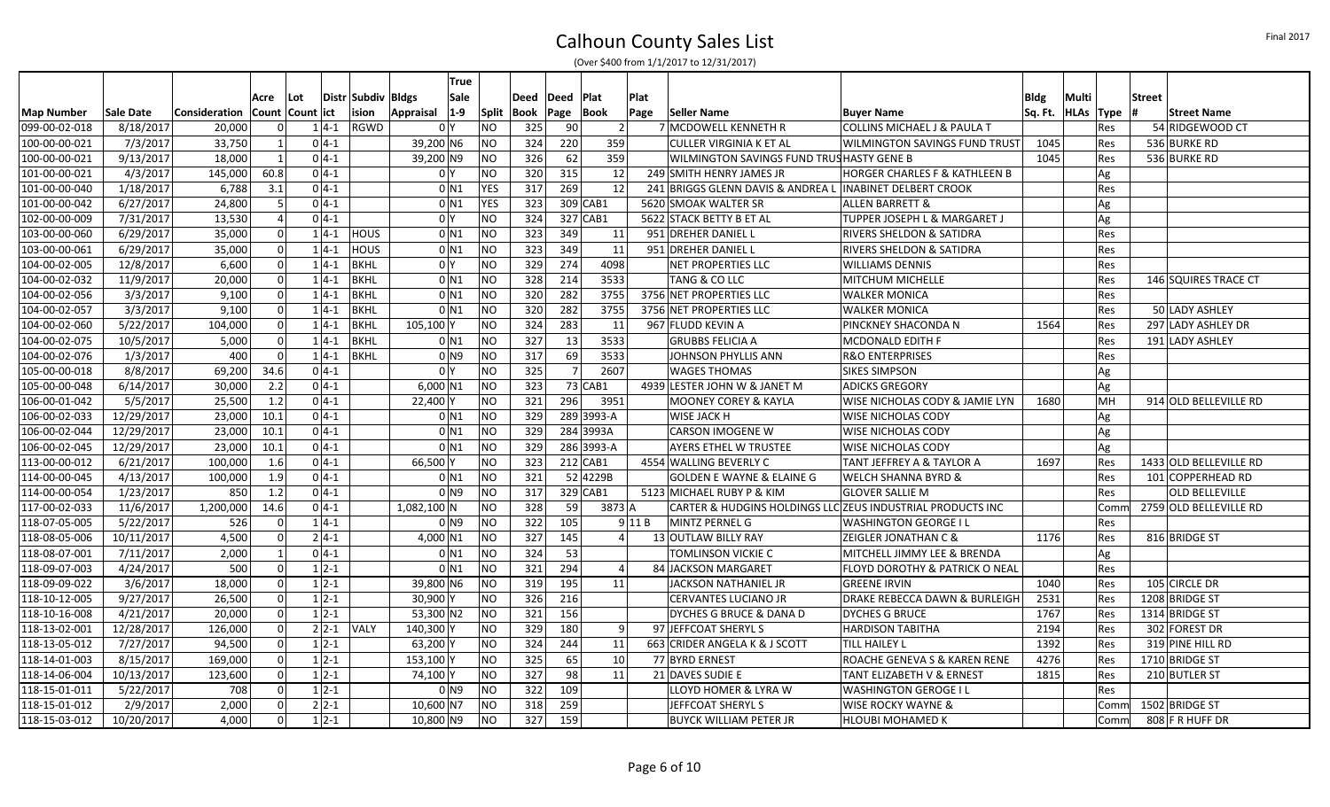# Calhoun County Sales List

(Over $400 from 1/1/2017 to 12/31/2017)

| Map Number | Sale Date | Consideration | Acre Count | Lot Count | Distr ict | Subdiv ision | Bldgs Appraisal | True Sale 1-9 | Split | Deed Book | Deed Page | Plat Book | Plat Page | Seller Name | Buyer Name | Bldg Sq. Ft. | Multi HLAs | Type | Street # | Street Name |
|---|---|---|---|---|---|---|---|---|---|---|---|---|---|---|---|---|---|---|---|---|
| 099-00-02-018 | 8/18/2017 | 20,000 | 0 | 1 | 4-1 | RGWD | 0 | Y | NO | 325 | 90 | 2 | 7 | MCDOWELL KENNETH R | COLLINS MICHAEL J & PAULA T | | | Res | 54 | RIDGEWOOD CT |
| 100-00-00-021 | 7/3/2017 | 33,750 | 1 | 0 | 4-1 | | 39,200 | N6 | NO | 324 | 220 | 359 | | CULLER VIRGINIA K ET AL | WILMINGTON SAVINGS FUND TRUST | 1045 | | Res | 536 | BURKE RD |
| 100-00-00-021 | 9/13/2017 | 18,000 | 1 | 0 | 4-1 | | 39,200 | N9 | NO | 326 | 62 | 359 | | WILMINGTON SAVINGS FUND TRUS | HASTY GENE B | 1045 | | Res | 536 | BURKE RD |
| 101-00-00-021 | 4/3/2017 | 145,000 | 60.8 | 0 | 4-1 | | 0 | Y | NO | 320 | 315 | 12 | 249 | SMITH HENRY JAMES JR | HORGER CHARLES F & KATHLEEN B | | | Ag | | |
| 101-00-00-040 | 1/18/2017 | 6,788 | 3.1 | 0 | 4-1 | | 0 | N1 | YES | 317 | 269 | 12 | 241 | BRIGGS GLENN DAVIS & ANDREA L | INABINET DELBERT CROOK | | | Res | | |
| 101-00-00-042 | 6/27/2017 | 24,800 | 5 | 0 | 4-1 | | 0 | N1 | YES | 323 | 309 | CAB1 | 5620 | SMOAK WALTER SR | ALLEN BARRETT & | | | Ag | | |
| 102-00-00-009 | 7/31/2017 | 13,530 | 4 | 0 | 4-1 | | 0 | Y | NO | 324 | 327 | CAB1 | 5622 | STACK BETTY B ET AL | TUPPER JOSEPH L & MARGARET J | | | Ag | | |
| 103-00-00-060 | 6/29/2017 | 35,000 | 0 | 1 | 4-1 | HOUS | 0 | N1 | NO | 323 | 349 | 11 | 951 | DREHER DANIEL L | RIVERS SHELDON & SATIDRA | | | Res | | |
| 103-00-00-061 | 6/29/2017 | 35,000 | 0 | 1 | 4-1 | HOUS | 0 | N1 | NO | 323 | 349 | 11 | 951 | DREHER DANIEL L | RIVERS SHELDON & SATIDRA | | | Res | | |
| 104-00-02-005 | 12/8/2017 | 6,600 | 0 | 1 | 4-1 | BKHL | 0 | Y | NO | 329 | 274 | 4098 | | NET PROPERTIES LLC | WILLIAMS DENNIS | | | Res | | |
| 104-00-02-032 | 11/9/2017 | 20,000 | 0 | 1 | 4-1 | BKHL | 0 | N1 | NO | 328 | 214 | 3533 | | TANG & CO LLC | MITCHUM MICHELLE | | | Res | 146 | SQUIRES TRACE CT |
| 104-00-02-056 | 3/3/2017 | 9,100 | 0 | 1 | 4-1 | BKHL | 0 | N1 | NO | 320 | 282 | 3755 | 3756 | NET PROPERTIES LLC | WALKER MONICA | | | Res | | |
| 104-00-02-057 | 3/3/2017 | 9,100 | 0 | 1 | 4-1 | BKHL | 0 | N1 | NO | 320 | 282 | 3755 | 3756 | NET PROPERTIES LLC | WALKER MONICA | | | Res | 50 | LADY ASHLEY |
| 104-00-02-060 | 5/22/2017 | 104,000 | 0 | 1 | 4-1 | BKHL | 105,100 | Y | NO | 324 | 283 | 11 | 967 | FLUDD KEVIN A | PINCKNEY SHACONDA N | 1564 | | Res | 297 | LADY ASHLEY DR |
| 104-00-02-075 | 10/5/2017 | 5,000 | 0 | 1 | 4-1 | BKHL | 0 | N1 | NO | 327 | 13 | 3533 | | GRUBBS FELICIA A | MCDONALD EDITH F | | | Res | 191 | LADY ASHLEY |
| 104-00-02-076 | 1/3/2017 | 400 | 0 | 1 | 4-1 | BKHL | 0 | N9 | NO | 317 | 69 | 3533 | | JOHNSON PHYLLIS ANN | R&O ENTERPRISES | | | Res | | |
| 105-00-00-018 | 8/8/2017 | 69,200 | 34.6 | 0 | 4-1 | | 0 | Y | NO | 325 | 7 | 2607 | | WAGES THOMAS | SIKES SIMPSON | | | Ag | | |
| 105-00-00-048 | 6/14/2017 | 30,000 | 2.2 | 0 | 4-1 | | 6,000 | N1 | NO | 323 | 73 | CAB1 | 4939 | LESTER JOHN W & JANET M | ADICKS GREGORY | | | Ag | | |
| 106-00-01-042 | 5/5/2017 | 25,500 | 1.2 | 0 | 4-1 | | 22,400 | Y | NO | 321 | 296 | 3951 | | MOONEY COREY & KAYLA | WISE NICHOLAS CODY & JAMIE LYN | 1680 | | MH | 914 | OLD BELLEVILLE RD |
| 106-00-02-033 | 12/29/2017 | 23,000 | 10.1 | 0 | 4-1 | | 0 | N1 | NO | 329 | 289 | 3993-A | | WISE JACK H | WISE NICHOLAS CODY | | | Ag | | |
| 106-00-02-044 | 12/29/2017 | 23,000 | 10.1 | 0 | 4-1 | | 0 | N1 | NO | 329 | 284 | 3993A | | CARSON IMOGENE W | WISE NICHOLAS CODY | | | Ag | | |
| 106-00-02-045 | 12/29/2017 | 23,000 | 10.1 | 0 | 4-1 | | 0 | N1 | NO | 329 | 286 | 3993-A | | AYERS ETHEL W TRUSTEE | WISE NICHOLAS CODY | | | Ag | | |
| 113-00-00-012 | 6/21/2017 | 100,000 | 1.6 | 0 | 4-1 | | 66,500 | Y | NO | 323 | 212 | CAB1 | 4554 | WALLING BEVERLY C | TANT JEFFREY A & TAYLOR A | 1697 | | Res | 1433 | OLD BELLEVILLE RD |
| 114-00-00-045 | 4/13/2017 | 100,000 | 1.9 | 0 | 4-1 | | 0 | N1 | NO | 321 | 52 | 4229B | | GOLDEN E WAYNE & ELAINE G | WELCH SHANNA BYRD & | | | Res | 101 | COPPERHEAD RD |
| 114-00-00-054 | 1/23/2017 | 850 | 1.2 | 0 | 4-1 | | 0 | N9 | NO | 317 | 329 | CAB1 | 5123 | MICHAEL RUBY P & KIM | GLOVER SALLIE M | | | Res | | OLD BELLEVILLE |
| 117-00-02-033 | 11/6/2017 | 1,200,000 | 14.6 | 0 | 4-1 | | 1,082,100 | N | NO | 328 | 59 | 3873 | A | CARTER & HUDGINS HOLDINGS LLC | ZEUS INDUSTRIAL PRODUCTS INC | | | Comm | 2759 | OLD BELLEVILLE RD |
| 118-07-05-005 | 5/22/2017 | 526 | 0 | 1 | 4-1 | | 0 | N9 | NO | 322 | 105 | 9 | 11 B | MINTZ PERNEL G | WASHINGTON GEORGE I L | | | Res | | |
| 118-08-05-006 | 10/11/2017 | 4,500 | 0 | 2 | 4-1 | | 4,000 | N1 | NO | 327 | 145 | 4 | 13 | OUTLAW BILLY RAY | ZEIGLER JONATHAN C & | 1176 | | Res | 816 | BRIDGE ST |
| 118-08-07-001 | 7/11/2017 | 2,000 | 1 | 0 | 4-1 | | 0 | N1 | NO | 324 | 53 | | | TOMLINSON VICKIE C | MITCHELL JIMMY LEE & BRENDA | | | Ag | | |
| 118-09-07-003 | 4/24/2017 | 500 | 0 | 1 | 2-1 | | 0 | N1 | NO | 321 | 294 | 4 | 84 | JACKSON MARGARET | FLOYD DOROTHY & PATRICK O NEAL | | | Res | | |
| 118-09-09-022 | 3/6/2017 | 18,000 | 0 | 1 | 2-1 | | 39,800 | N6 | NO | 319 | 195 | 11 | | JACKSON NATHANIEL JR | GREENE IRVIN | 1040 | | Res | 105 | CIRCLE DR |
| 118-10-12-005 | 9/27/2017 | 26,500 | 0 | 1 | 2-1 | | 30,900 | Y | NO | 326 | 216 | | | CERVANTES LUCIANO JR | DRAKE REBECCA DAWN & BURLEIGH | 2531 | | Res | 1208 | BRIDGE ST |
| 118-10-16-008 | 4/21/2017 | 20,000 | 0 | 1 | 2-1 | | 53,300 | N2 | NO | 321 | 156 | | | DYCHES G BRUCE & DANA D | DYCHES G BRUCE | 1767 | | Res | 1314 | BRIDGE ST |
| 118-13-02-001 | 12/28/2017 | 126,000 | 0 | 2 | 2-1 | VALY | 140,300 | Y | NO | 329 | 180 | 9 | 97 | JEFFCOAT SHERYL S | HARDISON TABITHA | 2194 | | Res | 302 | FOREST DR |
| 118-13-05-012 | 7/27/2017 | 94,500 | 0 | 1 | 2-1 | | 63,200 | Y | NO | 324 | 244 | 11 | 663 | CRIDER ANGELA K & J SCOTT | TILL HAILEY L | 1392 | | Res | 319 | PINE HILL RD |
| 118-14-01-003 | 8/15/2017 | 169,000 | 0 | 1 | 2-1 | | 153,100 | Y | NO | 325 | 65 | 10 | 77 | BYRD ERNEST | ROACHE GENEVA S & KAREN RENE | 4276 | | Res | 1710 | BRIDGE ST |
| 118-14-06-004 | 10/13/2017 | 123,600 | 0 | 1 | 2-1 | | 74,100 | Y | NO | 327 | 98 | 11 | 21 | DAVES SUDIE E | TANT ELIZABETH V & ERNEST | 1815 | | Res | 210 | BUTLER ST |
| 118-15-01-011 | 5/22/2017 | 708 | 0 | 1 | 2-1 | | 0 | N9 | NO | 322 | 109 | | | LLOYD HOMER & LYRA W | WASHINGTON GEROGE I L | | | Res | | |
| 118-15-01-012 | 2/9/2017 | 2,000 | 0 | 2 | 2-1 | | 10,600 | N7 | NO | 318 | 259 | | | JEFFCOAT SHERYL S | WISE ROCKY WAYNE & | | | Comm | 1502 | BRIDGE ST |
| 118-15-03-012 | 10/20/2017 | 4,000 | 0 | 1 | 2-1 | | 10,800 | N9 | NO | 327 | 159 | | | BUYCK WILLIAM PETER JR | HLOUBI MOHAMED K | | | Comm | 808 | F R HUFF DR |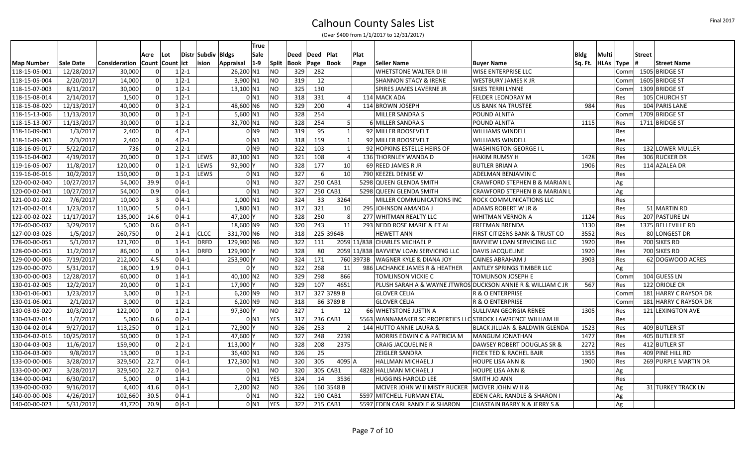# Calhoun County Sales List

(Over $400 from 1/1/2017 to 12/31/2017)

| Map Number | Sale Date | Consideration | Acre Count | Lot Count | Distr ict | Subdiv ision | Bldgs Appraisal | True Sale 1-9 | Split | Deed Book | Deed Page | Plat Book | Plat Page | Seller Name | Buyer Name | Bldg Sq. Ft. | Multi HLAs | Type | Street # | Street Name |
|---|---|---|---|---|---|---|---|---|---|---|---|---|---|---|---|---|---|---|---|---|
| 118-15-05-001 | 12/28/2017 | 30,000 | 0 | 1 | 2-1 | | 26,200 | N1 | NO | 329 | 282 | | | WHETSTONE WALTER D III | WISE ENTERPRISE LLC | | | Comm | 1505 | BRIDGE ST |
| 118-15-05-004 | 2/20/2017 | 14,000 | 0 | 1 | 2-1 | | 3,900 | N1 | NO | 319 | 12 | | | SHANNON STACY & IRENE | WESTBURY JAMES K JR | | | Comm | 1605 | BRIDGE ST |
| 118-15-07-003 | 8/11/2017 | 30,000 | 0 | 1 | 2-1 | | 13,100 | N1 | NO | 325 | 130 | | | SPIRES JAMES LAVERNE JR | SIKES TERRI LYNNE | | | Comm | 1309 | BRIDGE ST |
| 118-15-08-014 | 2/14/2017 | 1,500 | 0 | 1 | 2-1 | | 0 | N1 | NO | 318 | 331 | 4 | 114 | MACK ADA | FELDER LEONDRAY M | | | Res | 105 | CHURCH ST |
| 118-15-08-020 | 12/13/2017 | 40,000 | 0 | 3 | 2-1 | | 48,600 | N6 | NO | 329 | 200 | 4 | 114 | BROWN JOSEPH | US BANK NA TRUSTEE | 984 | | Res | 104 | PARIS LANE |
| 118-15-13-006 | 11/13/2017 | 30,000 | 0 | 1 | 2-1 | | 5,600 | N1 | NO | 328 | 254 | | | MILLER SANDRA S | POUND ALNITA | | | Comm | 1709 | BRIDGE ST |
| 118-15-13-007 | 11/13/2017 | 30,000 | 0 | 1 | 2-1 | | 32,700 | N1 | NO | 328 | 254 | 5 | 6 | MILLER SANDRA S | POUND ALNITA | 1115 | | Res | 1711 | BRIDGE ST |
| 118-16-09-001 | 1/3/2017 | 2,400 | 0 | 4 | 2-1 | | 0 | N9 | NO | 319 | 95 | 1 | 92 | MILLER ROOSEVELT | WILLIAMS WINDELL | | | Res | | |
| 118-16-09-001 | 2/3/2017 | 2,400 | 0 | 4 | 2-1 | | 0 | N1 | NO | 318 | 159 | 1 | 92 | MILLER ROOSEVELT | WILLIAMS WINDELL | | | Res | | |
| 118-16-09-017 | 5/22/2017 | 736 | 0 | 2 | 2-1 | | 0 | N9 | NO | 322 | 103 | 1 | 92 | HOPKINS ESTELLE HEIRS OF | WASHINGTON GEORGE I L | | | Res | 132 | LOWER MULLER |
| 119-16-04-002 | 4/19/2017 | 20,000 | 0 | 1 | 2-1 | LEWS | 82,100 | N1 | NO | 321 | 108 | 4 | 136 | THORNLEY WANDA D | HAKIM RUMSY H | 1428 | | Res | 306 | RUCKER DR |
| 119-16-05-007 | 11/8/2017 | 120,000 | 0 | 1 | 2-1 | LEWS | 92,900 | Y | NO | 328 | 177 | 10 | 69 | REED JAMES R JR | BUTLER BRIAN A | 1906 | | Res | 114 | AZALEA DR |
| 119-16-06-016 | 10/2/2017 | 150,000 | 0 | 1 | 2-1 | LEWS | 0 | N1 | NO | 327 | 6 | 10 | 790 | KEEZEL DENISE W | ADELMAN BENJAMIN C | | | Res | | |
| 120-00-02-040 | 10/27/2017 | 54,000 | 39.9 | 0 | 4-1 | | 0 | N1 | NO | 327 | 250 | CAB1 | 5298 | QUEEN GLENDA SMITH | CRAWFORD STEPHEN B & MARIAN L | | | Ag | | |
| 120-00-02-041 | 10/27/2017 | 54,000 | 0.9 | 0 | 4-1 | | 0 | N1 | NO | 327 | 250 | CAB1 | 5298 | QUEEN GLENDA SMITH | CRAWFORD STEPHEN B & MARIAN L | | | Ag | | |
| 121-00-01-022 | 7/6/2017 | 10,000 | 3 | 0 | 4-1 | | 1,000 | N1 | NO | 324 | 33 | 3264 | | MILLER COMMUNICATIONS INC | ROCK COMMUNICATIONS LLC | | | Res | | |
| 121-00-02-014 | 1/23/2017 | 110,000 | 5 | 0 | 4-1 | | 1,800 | N1 | NO | 317 | 321 | 10 | 295 | JOHNSON AMANDA J | ADAMS ROBERT W JR & | | | Res | 51 | MARTIN RD |
| 122-00-02-022 | 11/17/2017 | 135,000 | 14.6 | 0 | 4-1 | | 47,200 | Y | NO | 328 | 250 | 8 | 277 | WHITMAN REALTY LLC | WHITMAN VERNON A | 1124 | | Res | 207 | PASTURE LN |
| 126-00-00-037 | 3/29/2017 | 5,000 | 0.6 | 0 | 4-1 | | 18,600 | N9 | NO | 320 | 243 | 11 | 293 | NEDD ROSE MARIE & ET AL | FREEMAN BRENDA | 1130 | | Res | 1375 | BELLEVILLE RD |
| 127-00-03-028 | 1/5/2017 | 260,750 | 0 | 2 | 4-1 | CLCC | 331,700 | N6 | NO | 318 | 225 | 3964B | | HEWETT ANN | FIRST CITIZENS BANK & TRUST CO | 3552 | | Res | 80 | LONGEST DR |
| 128-00-00-051 | 5/1/2017 | 121,700 | 0 | 1 | 4-1 | DRFD | 129,900 | N6 | NO | 322 | 111 | | 2059 11/838 | CHARLES MICHAEL P | BAYVIEW LOAN SERVICING LLC | 1920 | | Res | 700 | SIKES RD |
| 128-00-00-051 | 11/2/2017 | 86,000 | 0 | 1 | 4-1 | DRFD | 129,900 | Y | NO | 328 | 80 | | 2059 11/838 | BAYVIEW LOAN SERVICING LLC | DAVIS JACQUELINE | 1920 | | Res | 700 | SIKES RD |
| 129-00-00-006 | 7/19/2017 | 212,000 | 4.5 | 0 | 4-1 | | 253,900 | Y | NO | 324 | 171 | 760 | 3973B | WAGNER KYLE & DIANA JOY | CAINES ABRAHAM J | 3903 | | Res | 62 | DOGWOOD ACRES |
| 129-00-00-070 | 5/31/2017 | 18,000 | 1.9 | 0 | 4-1 | | 0 | Y | NO | 322 | 268 | 11 | 986 | LACHANCE JAMES R & HEATHER | ANTLEY SPRINGS TIMBER LLC | | | Ag | | |
| 130-00-00-003 | 12/28/2017 | 60,000 | 0 | 1 | 4-1 | | 40,100 | N2 | NO | 329 | 298 | 866 | | TOMLINSON VICKIE C | TOMLINSON JOSEPH E | | | Comm | 104 | GUESS LN |
| 130-01-02-005 | 12/2/2017 | 20,000 | 0 | 1 | 2-1 | | 17,900 | Y | NO | 329 | 107 | 4651 | | PLUSH SARAH A & WAYNE JTWROS | DUCKSON ANNIE R & WILLIAM C JR | 567 | | Res | 122 | ORIOLE CR |
| 130-01-06-001 | 1/23/2017 | 3,000 | 0 | 1 | 2-1 | | 6,200 | N9 | NO | 317 | 327 | 3789 B | | GLOVER CELIA | R & O ENTERPRISE | | | Comm | 181 | HARRY C RAYSOR DR |
| 130-01-06-001 | 2/1/2017 | 3,000 | 0 | 1 | 2-1 | | 6,200 | N9 | NO | 318 | 86 | 3789 B | | GLOVER CELIA | R & O ENTERPRISE | | | Comm | 181 | HARRY C RAYSOR DR |
| 130-03-05-020 | 10/3/2017 | 122,000 | 0 | 1 | 2-1 | | 97,300 | Y | NO | 327 | 1 | 12 | 66 | WHETSTONE JUSTIN A | SULLIVAN GEORGIA RENEE | 1305 | | Res | 121 | LEXINGTON AVE |
| 130-03-07-014 | 1/7/2017 | 5,000 | 0.6 | 0 | 2-1 | | 0 | N1 | YES | 317 | 236 | CAB1 | 5563 | WANNAMAKER SC PROPERTIES LLC | STROCK LAWRENCE WILLIAM III | | | Res | | |
| 130-04-02-014 | 9/27/2017 | 113,250 | 0 | 1 | 2-1 | | 72,900 | Y | NO | 326 | 253 | 2 | 144 | HUTTO ANNIE LAURA & | BLACK JILLIAN & BALDWIN GLENDA | 1523 | | Res | 409 | BUTLER ST |
| 130-04-02-016 | 10/25/2017 | 50,000 | 0 | 1 | 2-1 | | 47,600 | Y | NO | 327 | 248 | 2239 | | MORRIS EDWIN C & PATRICIA M | MANGUM JONATHAN | 1477 | | Res | 405 | BUTLER ST |
| 130-04-03-003 | 11/6/2017 | 159,900 | 0 | 2 | 2-1 | | 113,000 | Y | NO | 328 | 208 | 2375 | | CRAIG JACQUELINE R | DAWSEY ROBERT DOUGLAS SR & | 2272 | | Res | 412 | BUTLER ST |
| 130-04-03-009 | 9/8/2017 | 13,000 | 0 | 1 | 2-1 | | 36,400 | N1 | NO | 326 | 25 | | | ZEIGLER SANDRA | FICEK TED & RACHEL BAIR | 1355 | | Res | 409 | PINE HILL RD |
| 133-00-00-006 | 3/28/2017 | 329,500 | 22.7 | 0 | 4-1 | | 172,300 | N1 | NO | 320 | 305 | 4095 A | | HALLMAN MICHAEL J | HOUPE LISA ANN & | 1900 | | Res | 269 | PURPLE MARTIN DR |
| 133-00-00-007 | 3/28/2017 | 329,500 | 22.7 | 0 | 4-1 | | 0 | N1 | NO | 320 | 305 | CAB1 | 4828 | HALLMAN MICHAEL J | HOUPE LISA ANN & | | | Ag | | |
| 134-00-00-041 | 6/30/2017 | 5,000 | 0 | 1 | 4-1 | | 0 | N1 | YES | 324 | 14 | 3536 | | HUGGINS HAROLD LEE | SMITH JO ANN | | | Res | | |
| 139-00-00-030 | 9/16/2017 | 4,400 | 41.6 | 0 | 4-1 | | 2,200 | N2 | NO | 326 | 160 | 3548 B | | MCIVER JOHN W II MISTY RUCKER | MCIVER JOHN W II & | | | Ag | 31 | TURKEY TRACK LN |
| 140-00-00-008 | 4/26/2017 | 102,660 | 30.5 | 0 | 4-1 | | 0 | N1 | NO | 322 | 190 | CAB1 | 5597 | MITCHELL FURMAN ETAL | EDEN CARL RANDLE & SHARON I | | | Ag | | |
| 140-00-00-023 | 5/31/2017 | 41,720 | 20.9 | 0 | 4-1 | | 0 | N1 | YES | 322 | 215 | CAB1 | 5597 | EDEN CARL RANDLE & SHARON | CHASTAIN BARRY N & JERRY S & | | | Ag | | |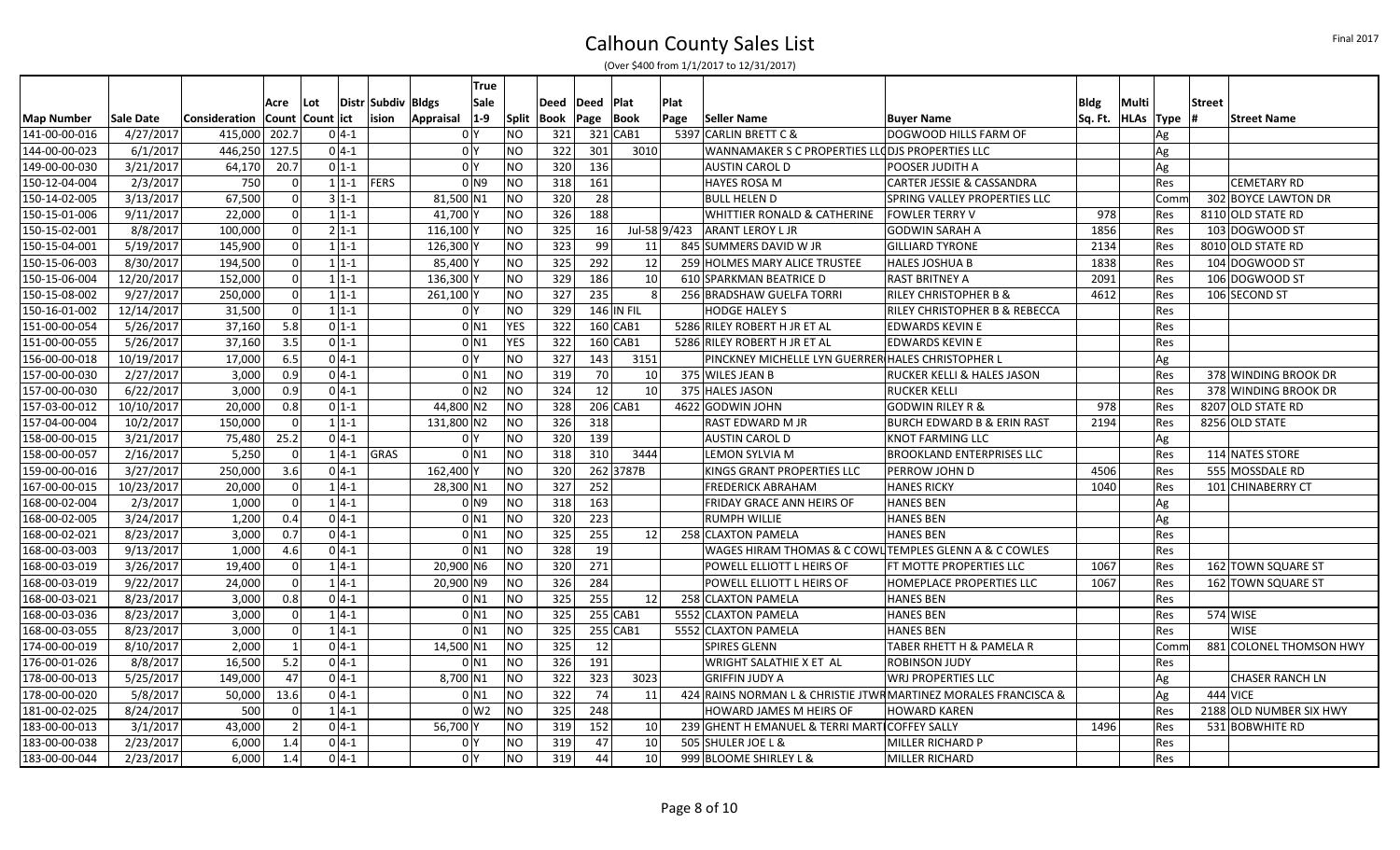# Calhoun County Sales List

(Over $400 from 1/1/2017 to 12/31/2017)

| Map Number | Sale Date | Consideration | Acre Count | Lot Count | Distr ict | Subdiv ision | Bldgs Appraisal | True Sale 1-9 | Split | Deed Book | Deed Page | Plat Book | Plat Page | Seller Name | Buyer Name | Bldg Sq. Ft. | Multi HLAs | Type | Street # | Street Name |
|---|---|---|---|---|---|---|---|---|---|---|---|---|---|---|---|---|---|---|---|---|
| 141-00-00-016 | 4/27/2017 | 415,000 | 202.7 | 0 | 4-1 | | 0 | Y | NO | 321 | 321 | CAB1 | 5397 | CARLIN BRETT C & | DOGWOOD HILLS FARM OF | | | Ag | | |
| 144-00-00-023 | 6/1/2017 | 446,250 | 127.5 | 0 | 4-1 | | 0 | Y | NO | 322 | 301 | 3010 | | WANNAMAKER S C PROPERTIES LL | DJS PROPERTIES LLC | | | Ag | | |
| 149-00-00-030 | 3/21/2017 | 64,170 | 20.7 | 0 | 1-1 | | 0 | Y | NO | 320 | 136 | | | AUSTIN CAROL D | POOSER JUDITH A | | | Ag | | |
| 150-12-04-004 | 2/3/2017 | 750 | 0 | 1 | 1-1 | FERS | 0 | N9 | NO | 318 | 161 | | | HAYES ROSA M | CARTER JESSIE & CASSANDRA | | | Res | | CEMETARY RD |
| 150-14-02-005 | 3/13/2017 | 67,500 | 0 | 3 | 1-1 | | 81,500 | N1 | NO | 320 | 28 | | | BULL HELEN D | SPRING VALLEY PROPERTIES LLC | | | Comm | 302 | BOYCE LAWTON DR |
| 150-15-01-006 | 9/11/2017 | 22,000 | 0 | 1 | 1-1 | | 41,700 | Y | NO | 326 | 188 | | | WHITTIER RONALD & CATHERINE | FOWLER TERRY V | 978 | | Res | 8110 | OLD STATE RD |
| 150-15-02-001 | 8/8/2017 | 100,000 | 0 | 2 | 1-1 | | 116,100 | Y | NO | 325 | 16 | Jul-58 | 9/423 | ARANT LEROY L JR | GODWIN SARAH A | 1856 | | Res | 103 | DOGWOOD ST |
| 150-15-04-001 | 5/19/2017 | 145,900 | 0 | 1 | 1-1 | | 126,300 | Y | NO | 323 | 99 | 11 | 845 | SUMMERS DAVID W JR | GILLIARD TYRONE | 2134 | | Res | 8010 | OLD STATE RD |
| 150-15-06-003 | 8/30/2017 | 194,500 | 0 | 1 | 1-1 | | 85,400 | Y | NO | 325 | 292 | 12 | 259 | HOLMES MARY ALICE TRUSTEE | HALES JOSHUA B | 1838 | | Res | 104 | DOGWOOD ST |
| 150-15-06-004 | 12/20/2017 | 152,000 | 0 | 1 | 1-1 | | 136,300 | Y | NO | 329 | 186 | 10 | 610 | SPARKMAN BEATRICE D | RAST BRITNEY A | 2091 | | Res | 106 | DOGWOOD ST |
| 150-15-08-002 | 9/27/2017 | 250,000 | 0 | 1 | 1-1 | | 261,100 | Y | NO | 327 | 235 | 8 | 256 | BRADSHAW GUELFA TORRI | RILEY CHRISTOPHER B & | 4612 | | Res | 106 | SECOND ST |
| 150-16-01-002 | 12/14/2017 | 31,500 | 0 | 1 | 1-1 | | 0 | Y | NO | 329 | 146 | IN FIL | | HODGE HALEY S | RILEY CHRISTOPHER B & REBECCA | | | Res | | |
| 151-00-00-054 | 5/26/2017 | 37,160 | 5.8 | 0 | 1-1 | | 0 | N1 | YES | 322 | 160 | CAB1 | 5286 | RILEY ROBERT H JR ET AL | EDWARDS KEVIN E | | | Res | | |
| 151-00-00-055 | 5/26/2017 | 37,160 | 3.5 | 0 | 1-1 | | 0 | N1 | YES | 322 | 160 | CAB1 | 5286 | RILEY ROBERT H JR ET AL | EDWARDS KEVIN E | | | Res | | |
| 156-00-00-018 | 10/19/2017 | 17,000 | 6.5 | 0 | 4-1 | | 0 | Y | NO | 327 | 143 | 3151 | | PINCKNEY MICHELLE LYN GUERRER | HALES CHRISTOPHER L | | | Ag | | |
| 157-00-00-030 | 2/27/2017 | 3,000 | 0.9 | 0 | 4-1 | | 0 | N1 | NO | 319 | 70 | 10 | 375 | WILES JEAN B | RUCKER KELLI & HALES JASON | | | Res | 378 | WINDING BROOK DR |
| 157-00-00-030 | 6/22/2017 | 3,000 | 0.9 | 0 | 4-1 | | 0 | N2 | NO | 324 | 12 | 10 | 375 | HALES JASON | RUCKER KELLI | | | Res | 378 | WINDING BROOK DR |
| 157-03-00-012 | 10/10/2017 | 20,000 | 0.8 | 0 | 1-1 | | 44,800 | N2 | NO | 328 | 206 | CAB1 | 4622 | GODWIN JOHN | GODWIN RILEY R & | 978 | | Res | 8207 | OLD STATE RD |
| 157-04-00-004 | 10/2/2017 | 150,000 | 0 | 1 | 1-1 | | 131,800 | N2 | NO | 326 | 318 | | | RAST EDWARD M JR | BURCH EDWARD B & ERIN RAST | 2194 | | Res | 8256 | OLD STATE |
| 158-00-00-015 | 3/21/2017 | 75,480 | 25.2 | 0 | 4-1 | | 0 | Y | NO | 320 | 139 | | | AUSTIN CAROL D | KNOT FARMING LLC | | | Ag | | |
| 158-00-00-057 | 2/16/2017 | 5,250 | 0 | 1 | 4-1 | GRAS | 0 | N1 | NO | 318 | 310 | 3444 | | LEMON SYLVIA M | BROOKLAND ENTERPRISES LLC | | | Res | 114 | NATES STORE |
| 159-00-00-016 | 3/27/2017 | 250,000 | 3.6 | 0 | 4-1 | | 162,400 | Y | NO | 320 | 262 | 3787B | | KINGS GRANT PROPERTIES LLC | PERROW JOHN D | 4506 | | Res | 555 | MOSSDALE RD |
| 167-00-00-015 | 10/23/2017 | 20,000 | 0 | 1 | 4-1 | | 28,300 | N1 | NO | 327 | 252 | | | FREDERICK ABRAHAM | HANES RICKY | 1040 | | Res | 101 | CHINABERRY CT |
| 168-00-02-004 | 2/3/2017 | 1,000 | 0 | 1 | 4-1 | | 0 | N9 | NO | 318 | 163 | | | FRIDAY GRACE ANN HEIRS OF | HANES BEN | | | Ag | | |
| 168-00-02-005 | 3/24/2017 | 1,200 | 0.4 | 0 | 4-1 | | 0 | N1 | NO | 320 | 223 | | | RUMPH WILLIE | HANES BEN | | | Ag | | |
| 168-00-02-021 | 8/23/2017 | 3,000 | 0.7 | 0 | 4-1 | | 0 | N1 | NO | 325 | 255 | 12 | 258 | CLAXTON PAMELA | HANES BEN | | | Res | | |
| 168-00-03-003 | 9/13/2017 | 1,000 | 4.6 | 0 | 4-1 | | 0 | N1 | NO | 328 | 19 | | | WAGES HIRAM THOMAS & C COWL | TEMPLES GLENN A & C COWLES | | | Res | | |
| 168-00-03-019 | 3/26/2017 | 19,400 | 0 | 1 | 4-1 | | 20,900 | N6 | NO | 320 | 271 | | | POWELL ELLIOTT L HEIRS OF | FT MOTTE PROPERTIES LLC | 1067 | | Res | 162 | TOWN SQUARE ST |
| 168-00-03-019 | 9/22/2017 | 24,000 | 0 | 1 | 4-1 | | 20,900 | N9 | NO | 326 | 284 | | | POWELL ELLIOTT L HEIRS OF | HOMEPLACE PROPERTIES LLC | 1067 | | Res | 162 | TOWN SQUARE ST |
| 168-00-03-021 | 8/23/2017 | 3,000 | 0.8 | 0 | 4-1 | | 0 | N1 | NO | 325 | 255 | 12 | 258 | CLAXTON PAMELA | HANES BEN | | | Res | | |
| 168-00-03-036 | 8/23/2017 | 3,000 | 0 | 1 | 4-1 | | 0 | N1 | NO | 325 | 255 | CAB1 | 5552 | CLAXTON PAMELA | HANES BEN | | | Res | 574 | WISE |
| 168-00-03-055 | 8/23/2017 | 3,000 | 0 | 1 | 4-1 | | 0 | N1 | NO | 325 | 255 | CAB1 | 5552 | CLAXTON PAMELA | HANES BEN | | | Res | | WISE |
| 174-00-00-019 | 8/10/2017 | 2,000 | 1 | 0 | 4-1 | | 14,500 | N1 | NO | 325 | 12 | | | SPIRES GLENN | TABER RHETT H & PAMELA R | | | Comm | 881 | COLONEL THOMSON HWY |
| 176-00-01-026 | 8/8/2017 | 16,500 | 5.2 | 0 | 4-1 | | 0 | N1 | NO | 326 | 191 | | | WRIGHT SALATHIE X ET AL | ROBINSON JUDY | | | Res | | |
| 178-00-00-013 | 5/25/2017 | 149,000 | 47 | 0 | 4-1 | | 8,700 | N1 | NO | 322 | 323 | 3023 | | GRIFFIN JUDY A | WRJ PROPERTIES LLC | | | Ag | | CHASER RANCH LN |
| 178-00-00-020 | 5/8/2017 | 50,000 | 13.6 | 0 | 4-1 | | 0 | N1 | NO | 322 | 74 | 11 | 424 | RAINS NORMAN L & CHRISTIE JTWR | MARTINEZ MORALES FRANCISCA & | | | Ag | 444 | VICE |
| 181-00-02-025 | 8/24/2017 | 500 | 0 | 1 | 4-1 | | 0 | W2 | NO | 325 | 248 | | | HOWARD JAMES M HEIRS OF | HOWARD KAREN | | | Res | 2188 | OLD NUMBER SIX HWY |
| 183-00-00-013 | 3/1/2017 | 43,000 | 2 | 0 | 4-1 | | 56,700 | Y | NO | 319 | 152 | 10 | 239 | GHENT H EMANUEL & TERRI MART | COFFEY SALLY | 1496 | | Res | 531 | BOBWHITE RD |
| 183-00-00-038 | 2/23/2017 | 6,000 | 1.4 | 0 | 4-1 | | 0 | Y | NO | 319 | 47 | 10 | 505 | SHULER JOE L & | MILLER RICHARD P | | | Res | | |
| 183-00-00-044 | 2/23/2017 | 6,000 | 1.4 | 0 | 4-1 | | 0 | Y | NO | 319 | 44 | 10 | 999 | BLOOME SHIRLEY L & | MILLER RICHARD | | | Res | | |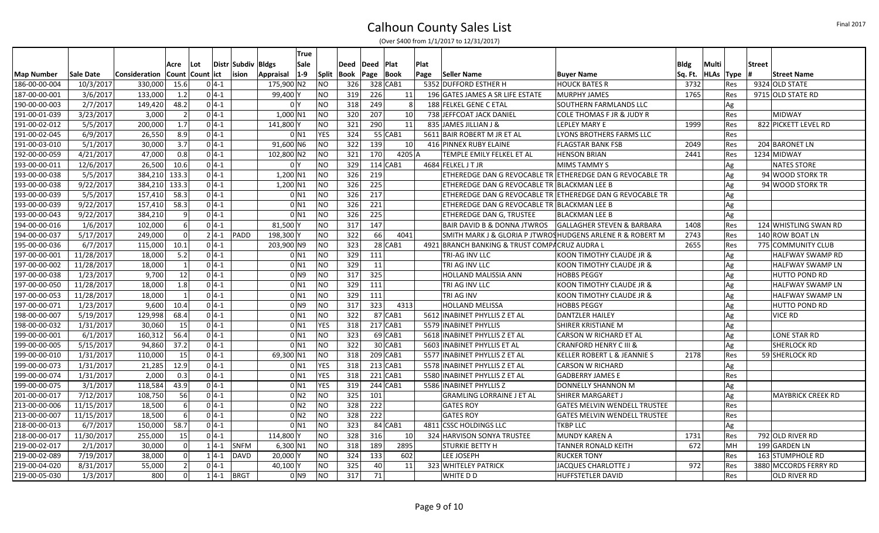# Calhoun County Sales List

(Over $400 from 1/1/2017 to 12/31/2017)

| Map Number | Sale Date | Consideration | Acre Count | Lot Count | District | Subdivision | Bldgs Appraisal | True Sale 1-9 | Split | Deed Book | Deed Page | Plat Book | Plat Page | Seller Name | Buyer Name | Bldg Sq. Ft. | Multi HLAs | Type | Street # | Street Name |
|---|---|---|---|---|---|---|---|---|---|---|---|---|---|---|---|---|---|---|---|---|
| 186-00-00-004 | 10/3/2017 | 330,000 | 15.6 | 0 | 4-1 | | 175,900 | N2 | NO | 326 | 328 | CAB1 | 5352 | DUFFORD ESTHER H | HOUCK BATES R | 3732 | | Res | 9324 | OLD STATE |
| 187-00-00-001 | 3/6/2017 | 133,000 | 1.2 | 0 | 4-1 | | 99,400 | Y | NO | 319 | 226 | 11 | 196 | GATES JAMES A SR LIFE ESTATE | MURPHY JAMES | 1765 | | Res | 9715 | OLD STATE RD |
| 190-00-00-003 | 2/7/2017 | 149,420 | 48.2 | 0 | 4-1 | | 0 | Y | NO | 318 | 249 | 8 | 188 | FELKEL GENE C ETAL | SOUTHERN FARMLANDS LLC | | | Ag | | |
| 191-00-01-039 | 3/23/2017 | 3,000 | 2 | 0 | 4-1 | | 1,000 | N1 | NO | 320 | 207 | 10 | 738 | JEFFCOAT JACK DANIEL | COLE THOMAS F JR & JUDY R | | | Res | | MIDWAY |
| 191-00-02-012 | 5/5/2017 | 200,000 | 1.7 | 0 | 4-1 | | 141,800 | Y | NO | 321 | 290 | 11 | 835 | JAMES JILLIAN J & | LEPLEY MARY E | 1999 | | Res | 822 | PICKETT LEVEL RD |
| 191-00-02-045 | 6/9/2017 | 26,550 | 8.9 | 0 | 4-1 | | 0 | N1 | YES | 324 | 55 | CAB1 | 5611 | BAIR ROBERT M JR ET AL | LYONS BROTHERS FARMS LLC | | | Res | | |
| 191-00-03-010 | 5/1/2017 | 30,000 | 3.7 | 0 | 4-1 | | 91,600 | N6 | NO | 322 | 139 | 10 | 416 | PINNEX RUBY ELAINE | FLAGSTAR BANK FSB | 2049 | | Res | 204 | BARONET LN |
| 192-00-00-059 | 4/21/2017 | 47,000 | 0.8 | 0 | 4-1 | | 102,800 | N2 | NO | 321 | 170 | 4205 | A | TEMPLE EMILY FELKEL ET AL | HENSON BRIAN | 2441 | | Res | 1234 | MIDWAY |
| 193-00-00-011 | 12/6/2017 | 26,500 | 10.6 | 0 | 4-1 | | 0 | Y | NO | 329 | 114 | CAB1 | 4684 | FELKEL J T JR | MIMS TAMMY S | | | Ag | | NATES STORE |
| 193-00-00-038 | 5/5/2017 | 384,210 | 133.3 | 0 | 4-1 | | 1,200 | N1 | NO | 326 | 219 | | | ETHEREDGE DAN G REVOCABLE TR | ETHEREDGE DAN G REVOCABLE TR | | | Ag | 94 | WOOD STORK TR |
| 193-00-00-038 | 9/22/2017 | 384,210 | 133.3 | 0 | 4-1 | | 1,200 | N1 | NO | 326 | 225 | | | ETHEREDGE DAN G REVOCABLE TR | BLACKMAN LEE B | | | Ag | 94 | WOOD STORK TR |
| 193-00-00-039 | 5/5/2017 | 157,410 | 58.3 | 0 | 4-1 | | 0 | N1 | NO | 326 | 217 | | | ETHEREDGE DAN G REVOCABLE TR | ETHEREDGE DAN G REVOCABLE TR | | | Ag | | |
| 193-00-00-039 | 9/22/2017 | 157,410 | 58.3 | 0 | 4-1 | | 0 | N1 | NO | 326 | 221 | | | ETHEREDGE DAN G REVOCABLE TR | BLACKMAN LEE B | | | Ag | | |
| 193-00-00-043 | 9/22/2017 | 384,210 | 9 | 0 | 4-1 | | 0 | N1 | NO | 326 | 225 | | | ETHEREDGE DAN G, TRUSTEE | BLACKMAN LEE B | | | Ag | | |
| 194-00-00-016 | 1/6/2017 | 102,000 | 6 | 0 | 4-1 | | 81,500 | Y | NO | 317 | 147 | | | BAIR DAVID B & DONNA JTWROS | GALLAGHER STEVEN & BARBARA | 1408 | | Res | 124 | WHISTLING SWAN RD |
| 194-00-00-037 | 5/17/2017 | 249,000 | 0 | 2 | 4-1 | PADD | 198,300 | Y | NO | 322 | 66 | 4041 | | SMITH MARK J & GLORIA P JTWROS | HUDGENS ARLENE R & ROBERT M | 2743 | | Res | 140 | ROW BOAT LN |
| 195-00-00-036 | 6/7/2017 | 115,000 | 10.1 | 0 | 4-1 | | 203,900 | N9 | NO | 323 | 28 | CAB1 | 4921 | BRANCH BANKING & TRUST COMPA | CRUZ AUDRA L | 2655 | | Res | 775 | COMMUNITY CLUB |
| 197-00-00-001 | 11/28/2017 | 18,000 | 5.2 | 0 | 4-1 | | 0 | N1 | NO | 329 | 111 | | | TRI-AG INV LLC | KOON TIMOTHY CLAUDE JR & | | | Ag | | HALFWAY SWAMP RD |
| 197-00-00-002 | 11/28/2017 | 18,000 | 1 | 0 | 4-1 | | 0 | N1 | NO | 329 | 11 | | | TRI AG INV LLC | KOON TIMOTHY CLAUDE JR & | | | Ag | | HALFWAY SWAMP LN |
| 197-00-00-038 | 1/23/2017 | 9,700 | 12 | 0 | 4-1 | | 0 | N9 | NO | 317 | 325 | | | HOLLAND MALISSIA ANN | HOBBS PEGGY | | | Ag | | HUTTO POND RD |
| 197-00-00-050 | 11/28/2017 | 18,000 | 1.8 | 0 | 4-1 | | 0 | N1 | NO | 329 | 111 | | | TRI AG INV LLC | KOON TIMOTHY CLAUDE JR & | | | Ag | | HALFWAY SWAMP LN |
| 197-00-00-053 | 11/28/2017 | 18,000 | 1 | 0 | 4-1 | | 0 | N1 | NO | 329 | 111 | | | TRI AG INV | KOON TIMOTHY CLAUDE JR & | | | Ag | | HALFWAY SWAMP LN |
| 197-00-00-071 | 1/23/2017 | 9,600 | 10.4 | 0 | 4-1 | | 0 | N9 | NO | 317 | 323 | 4313 | | HOLLAND MELISSA | HOBBS PEGGY | | | Ag | | HUTTO POND RD |
| 198-00-00-007 | 5/19/2017 | 129,998 | 68.4 | 0 | 4-1 | | 0 | N1 | NO | 322 | 87 | CAB1 | 5612 | INABINET PHYLLIS Z ET AL | DANTZLER HAILEY | | | Ag | | VICE RD |
| 198-00-00-032 | 1/31/2017 | 30,060 | 15 | 0 | 4-1 | | 0 | N1 | YES | 318 | 217 | CAB1 | 5579 | INABINET PHYLLIS | SHIRER KRISTIANE M | | | Ag | | |
| 199-00-00-001 | 6/1/2017 | 160,312 | 56.4 | 0 | 4-1 | | 0 | N1 | NO | 323 | 69 | CAB1 | 5618 | INABINET PHYLLIS Z ET AL | CARSON W RICHARD ET AL | | | Ag | | LONE STAR RD |
| 199-00-00-005 | 5/15/2017 | 94,860 | 37.2 | 0 | 4-1 | | 0 | N1 | NO | 322 | 30 | CAB1 | 5603 | INABINET PHYLLIS ET AL | CRANFORD HENRY C III & | | | Ag | | SHERLOCK RD |
| 199-00-00-010 | 1/31/2017 | 110,000 | 15 | 0 | 4-1 | | 69,300 | N1 | NO | 318 | 209 | CAB1 | 5577 | INABINET PHYLLIS Z ET AL | KELLER ROBERT L & JEANNIE S | 2178 | | Res | 59 | SHERLOCK RD |
| 199-00-00-073 | 1/31/2017 | 21,285 | 12.9 | 0 | 4-1 | | 0 | N1 | YES | 318 | 213 | CAB1 | 5578 | INABINET PHYLLIS Z ET AL | CARSON W RICHARD | | | Ag | | |
| 199-00-00-074 | 1/31/2017 | 2,000 | 0.3 | 0 | 4-1 | | 0 | N1 | YES | 318 | 221 | CAB1 | 5580 | INABINET PHYLLIS Z ET AL | GADBERRY JAMES E | | | Res | | |
| 199-00-00-075 | 3/1/2017 | 118,584 | 43.9 | 0 | 4-1 | | 0 | N1 | YES | 319 | 244 | CAB1 | 5586 | INABINET PHYLLIS Z | DONNELLY SHANNON M | | | Ag | | |
| 201-00-00-017 | 7/12/2017 | 108,750 | 56 | 0 | 4-1 | | 0 | N2 | NO | 325 | 101 | | | GRAMLING LORRAINE J ET AL | SHIRER MARGARET J | | | Ag | | MAYBRICK CREEK RD |
| 213-00-00-006 | 11/15/2017 | 18,500 | 6 | 0 | 4-1 | | 0 | N2 | NO | 328 | 222 | | | GATES ROY | GATES MELVIN WENDELL TRUSTEE | | | Res | | |
| 213-00-00-007 | 11/15/2017 | 18,500 | 6 | 0 | 4-1 | | 0 | N2 | NO | 328 | 222 | | | GATES ROY | GATES MELVIN WENDELL TRUSTEE | | | Res | | |
| 218-00-00-013 | 6/7/2017 | 150,000 | 58.7 | 0 | 4-1 | | 0 | N1 | NO | 323 | 84 | CAB1 | 4811 | CSSC HOLDINGS LLC | TKBP LLC | | | Ag | | |
| 218-00-00-017 | 11/30/2017 | 255,000 | 15 | 0 | 4-1 | | 114,800 | Y | NO | 328 | 316 | 10 | 324 | HARVISON SONYA TRUSTEE | MUNDY KAREN A | 1731 | | Res | 792 | OLD RIVER RD |
| 219-00-02-017 | 2/1/2017 | 30,000 | 0 | 1 | 4-1 | SNFM | 6,300 | N1 | NO | 318 | 189 | 2895 | | STURKIE BETTY H | TANNER RONALD KEITH | 672 | | MH | 199 | GARDEN LN |
| 219-00-02-089 | 7/19/2017 | 38,000 | 0 | 1 | 4-1 | DAVD | 20,000 | Y | NO | 324 | 133 | 602 | | LEE JOSEPH | RUCKER TONY | | | Res | 163 | STUMPHOLE RD |
| 219-00-04-020 | 8/31/2017 | 55,000 | 2 | 0 | 4-1 | | 40,100 | Y | NO | 325 | 40 | 11 | 323 | WHITELEY PATRICK | JACQUES CHARLOTTE J | 972 | | Res | 3880 | MCCORDS FERRY RD |
| 219-00-05-030 | 1/3/2017 | 800 | 0 | 1 | 4-1 | BRGT | 0 | N9 | NO | 317 | 71 | | | WHITE D D | HUFFSTETLER DAVID | | | Res | | OLD RIVER RD |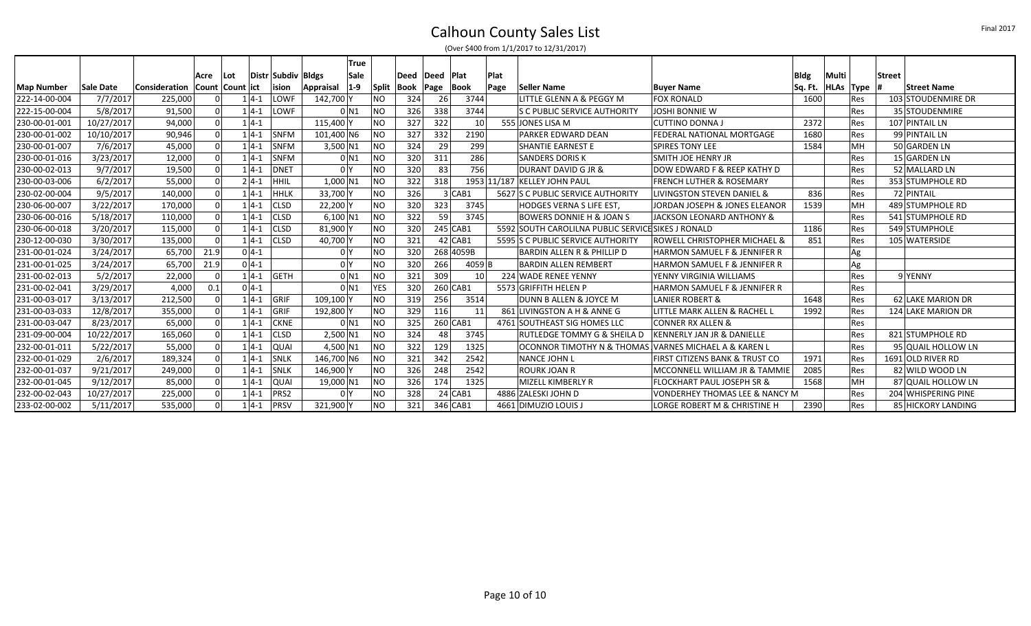# Calhoun County Sales List

(Over $400 from 1/1/2017 to 12/31/2017)

Final 2017

| Map Number | Sale Date | Consideration | Acre Count | Lot Count | Distr ict | Subdiv ision | Bldgs Appraisal | True Sale 1-9 | Split | Deed Book | Deed Page | Plat Book | Plat Page | Seller Name | Buyer Name | Bldg Sq. Ft. | Multi HLAs | Type | Street # | Street Name |
|---|---|---|---|---|---|---|---|---|---|---|---|---|---|---|---|---|---|---|---|---|
| 222-14-00-004 | 7/7/2017 | 225,000 | 0 | 1 | 4-1 | LOWF | 142,700 | Y | NO | 324 | 26 | 3744 | | LITTLE GLENN A & PEGGY M | FOX RONALD | 1600 | | Res | 103 | STOUDENMIRE DR |
| 222-15-00-004 | 5/8/2017 | 91,500 | 0 | 1 | 4-1 | LOWF | 0 | N1 | NO | 326 | 338 | 3744 | | S C PUBLIC SERVICE AUTHORITY | JOSHI BONNIE W | | | Res | 35 | STOUDENMIRE |
| 230-00-01-001 | 10/27/2017 | 94,000 | 0 | 1 | 4-1 | | 115,400 | Y | NO | 327 | 322 | 10 | 555 | JONES LISA M | CUTTINO DONNA J | 2372 | | Res | 107 | PINTAIL LN |
| 230-00-01-002 | 10/10/2017 | 90,946 | 0 | 1 | 4-1 | SNFM | 101,400 | N6 | NO | 327 | 332 | 2190 | | PARKER EDWARD DEAN | FEDERAL NATIONAL MORTGAGE | 1680 | | Res | 99 | PINTAIL LN |
| 230-00-01-007 | 7/6/2017 | 45,000 | 0 | 1 | 4-1 | SNFM | 3,500 | N1 | NO | 324 | 29 | 299 | | SHANTIE EARNEST E | SPIRES TONY LEE | 1584 | | MH | 50 | GARDEN LN |
| 230-00-01-016 | 3/23/2017 | 12,000 | 0 | 1 | 4-1 | SNFM | 0 | N1 | NO | 320 | 311 | 286 | | SANDERS DORIS K | SMITH JOE HENRY JR | | | Res | 15 | GARDEN LN |
| 230-00-02-013 | 9/7/2017 | 19,500 | 0 | 1 | 4-1 | DNET | 0 | Y | NO | 320 | 83 | 756 | | DURANT DAVID G JR & | DOW EDWARD F & REEP KATHY D | | | Res | 52 | MALLARD LN |
| 230-00-03-006 | 6/2/2017 | 55,000 | 0 | 2 | 4-1 | HHIL | 1,000 | N1 | NO | 322 | 318 | 1953 | 11/187 | KELLEY JOHN PAUL | FRENCH LUTHER & ROSEMARY | | | Res | 353 | STUMPHOLE RD |
| 230-02-00-004 | 9/5/2017 | 140,000 | 0 | 1 | 4-1 | HHLK | 33,700 | Y | NO | 326 | 3 | CAB1 | 5627 | S C PUBLIC SERVICE AUTHORITY | LIVINGSTON STEVEN DANIEL & | 836 | | Res | 72 | PINTAIL |
| 230-06-00-007 | 3/22/2017 | 170,000 | 0 | 1 | 4-1 | CLSD | 22,200 | Y | NO | 320 | 323 | 3745 | | HODGES VERNA S LIFE EST, | JORDAN JOSEPH & JONES ELEANOR | 1539 | | MH | 489 | STUMPHOLE RD |
| 230-06-00-016 | 5/18/2017 | 110,000 | 0 | 1 | 4-1 | CLSD | 6,100 | N1 | NO | 322 | 59 | 3745 | | BOWERS DONNIE H & JOAN S | JACKSON LEONARD ANTHONY & | | | Res | 541 | STUMPHOLE RD |
| 230-06-00-018 | 3/20/2017 | 115,000 | 0 | 1 | 4-1 | CLSD | 81,900 | Y | NO | 320 | 245 | CAB1 | 5592 | SOUTH CAROLILNA PUBLIC SERVICE | SIKES J RONALD | 1186 | | Res | 549 | STUMPHOLE |
| 230-12-00-030 | 3/30/2017 | 135,000 | 0 | 1 | 4-1 | CLSD | 40,700 | Y | NO | 321 | 42 | CAB1 | 5595 | S C PUBLIC SERVICE AUTHORITY | ROWELL CHRISTOPHER MICHAEL & | 851 | | Res | 105 | WATERSIDE |
| 231-00-01-024 | 3/24/2017 | 65,700 | 21.9 | 0 | 4-1 | | 0 | Y | NO | 320 | 268 | 4059B | | BARDIN ALLEN R & PHILLIP D | HARMON SAMUEL F & JENNIFER R | | | Ag | | |
| 231-00-01-025 | 3/24/2017 | 65,700 | 21.9 | 0 | 4-1 | | 0 | Y | NO | 320 | 266 | 4059 | B | BARDIN ALLEN REMBERT | HARMON SAMUEL F & JENNIFER R | | | Ag | | |
| 231-00-02-013 | 5/2/2017 | 22,000 | 0 | 1 | 4-1 | GETH | 0 | N1 | NO | 321 | 309 | 10 | 224 | WADE RENEE YENNY | YENNY VIRGINIA WILLIAMS | | | Res | 9 | YENNY |
| 231-00-02-041 | 3/29/2017 | 4,000 | 0.1 | 0 | 4-1 | | 0 | N1 | YES | 320 | 260 | CAB1 | 5573 | GRIFFITH HELEN P | HARMON SAMUEL F & JENNIFER R | | | Res | | |
| 231-00-03-017 | 3/13/2017 | 212,500 | 0 | 1 | 4-1 | GRIF | 109,100 | Y | NO | 319 | 256 | 3514 | | DUNN B ALLEN & JOYCE M | LANIER ROBERT & | 1648 | | Res | 62 | LAKE MARION DR |
| 231-00-03-033 | 12/8/2017 | 355,000 | 0 | 1 | 4-1 | GRIF | 192,800 | Y | NO | 329 | 116 | 11 | 861 | LIVINGSTON A H & ANNE G | LITTLE MARK ALLEN & RACHEL L | 1992 | | Res | 124 | LAKE MARION DR |
| 231-00-03-047 | 8/23/2017 | 65,000 | 0 | 1 | 4-1 | CKNE | 0 | N1 | NO | 325 | 260 | CAB1 | 4761 | SOUTHEAST SIG HOMES LLC | CONNER RX ALLEN & | | | Res | | |
| 231-09-00-004 | 10/22/2017 | 165,060 | 0 | 1 | 4-1 | CLSD | 2,500 | N1 | NO | 324 | 48 | 3745 | | RUTLEDGE TOMMY G & SHEILA D | KENNERLY JAN JR & DANIELLE | | | Res | 821 | STUMPHOLE RD |
| 232-00-01-011 | 5/22/2017 | 55,000 | 0 | 1 | 4-1 | QUAI | 4,500 | N1 | NO | 322 | 129 | 1325 | | OCONNOR TIMOTHY N & THOMAS | VARNES MICHAEL A & KAREN L | | | Res | 95 | QUAIL HOLLOW LN |
| 232-00-01-029 | 2/6/2017 | 189,324 | 0 | 1 | 4-1 | SNLK | 146,700 | N6 | NO | 321 | 342 | 2542 | | NANCE JOHN L | FIRST CITIZENS BANK & TRUST CO | 1971 | | Res | 1691 | OLD RIVER RD |
| 232-00-01-037 | 9/21/2017 | 249,000 | 0 | 1 | 4-1 | SNLK | 146,900 | Y | NO | 326 | 248 | 2542 | | ROURK JOAN R | MCCONNELL WILLIAM JR & TAMMIE | 2085 | | Res | 82 | WILD WOOD LN |
| 232-00-01-045 | 9/12/2017 | 85,000 | 0 | 1 | 4-1 | QUAI | 19,000 | N1 | NO | 326 | 174 | 1325 | | MIZELL KIMBERLY R | FLOCKHART PAUL JOSEPH SR & | 1568 | | MH | 87 | QUAIL HOLLOW LN |
| 232-00-02-043 | 10/27/2017 | 225,000 | 0 | 1 | 4-1 | PRS2 | 0 | Y | NO | 328 | 24 | CAB1 | 4886 | ZALESKI JOHN D | VONDERHEY THOMAS LEE & NANCY M | | | Res | 204 | WHISPERING PINE |
| 233-02-00-002 | 5/11/2017 | 535,000 | 0 | 1 | 4-1 | PRSV | 321,900 | Y | NO | 321 | 346 | CAB1 | 4661 | DIMUZIO LOUIS J | LORGE ROBERT M & CHRISTINE H | 2390 | | Res | 85 | HICKORY LANDING |